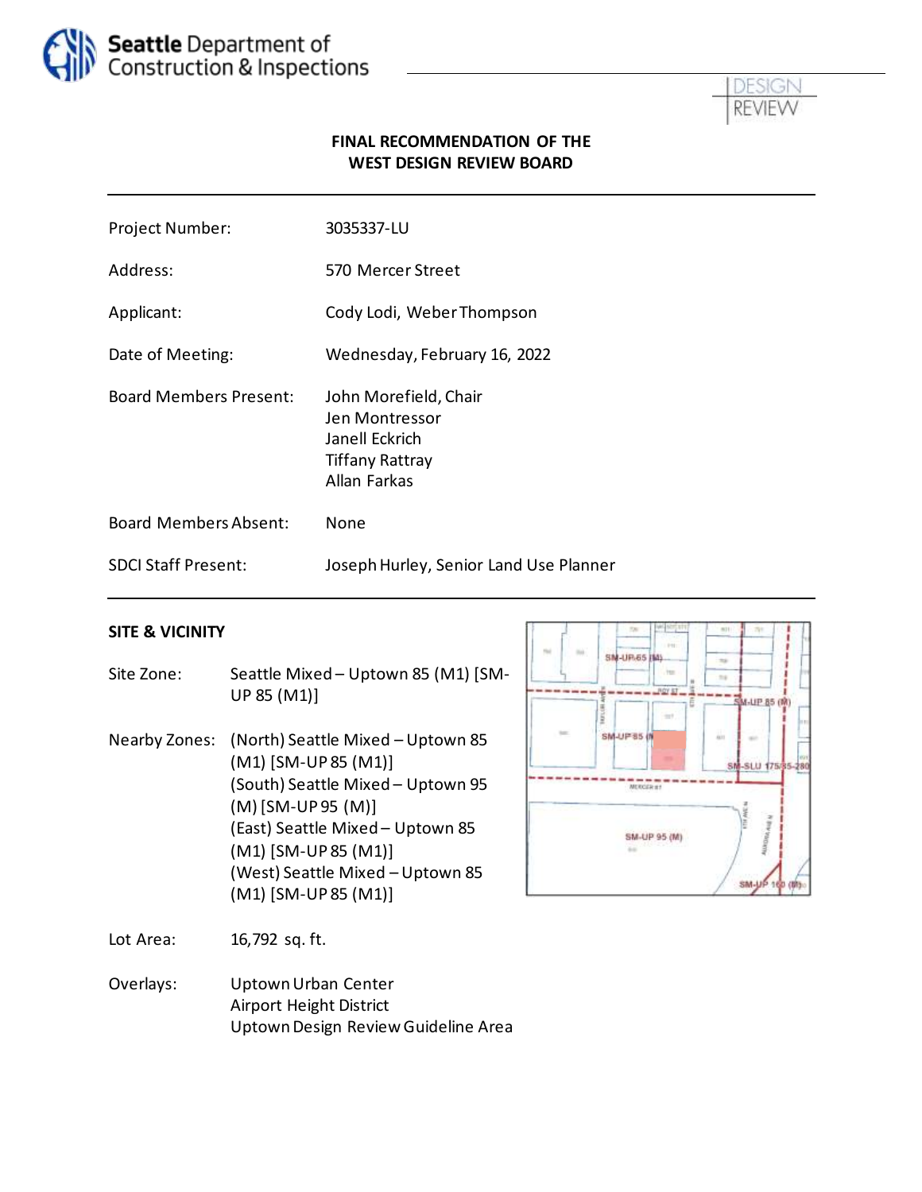Seattle Department of Construction & Inspections

DESIGN REVIEW

# FINAL RECOMMENDATION OF THE WEST DESIGN REVIEW BOARD

| | |
|---|---|
| Project Number: | 3035337-LU |
| Address: | 570 Mercer Street |
| Applicant: | Cody Lodi, Weber Thompson |
| Date of Meeting: | Wednesday, February 16, 2022 |
| Board Members Present: | John Morefield, Chair<br>Jen Montressor<br>Janell Eckrich<br>Tiffany Rattray<br>Allan Farkas |
| Board Members Absent: | None |
| SDCI Staff Present: | Joseph Hurley, Senior Land Use Planner |

## SITE & VICINITY

| | |
|---|---|
| Site Zone: | Seattle Mixed – Uptown 85 (M1) [SM-UP 85 (M1)] |
| Nearby Zones: | (North) Seattle Mixed – Uptown 85 (M1) [SM-UP 85 (M1)]<br>(South) Seattle Mixed – Uptown 95 (M) [SM-UP 95 (M)]<br>(East) Seattle Mixed – Uptown 85 (M1) [SM-UP 85 (M1)]<br>(West) Seattle Mixed – Uptown 85 (M1) [SM-UP 85 (M1)] |
| Lot Area: | 16,792 sq. ft. |
| Overlays: | Uptown Urban Center<br>Airport Height District<br>Uptown Design Review Guideline Area |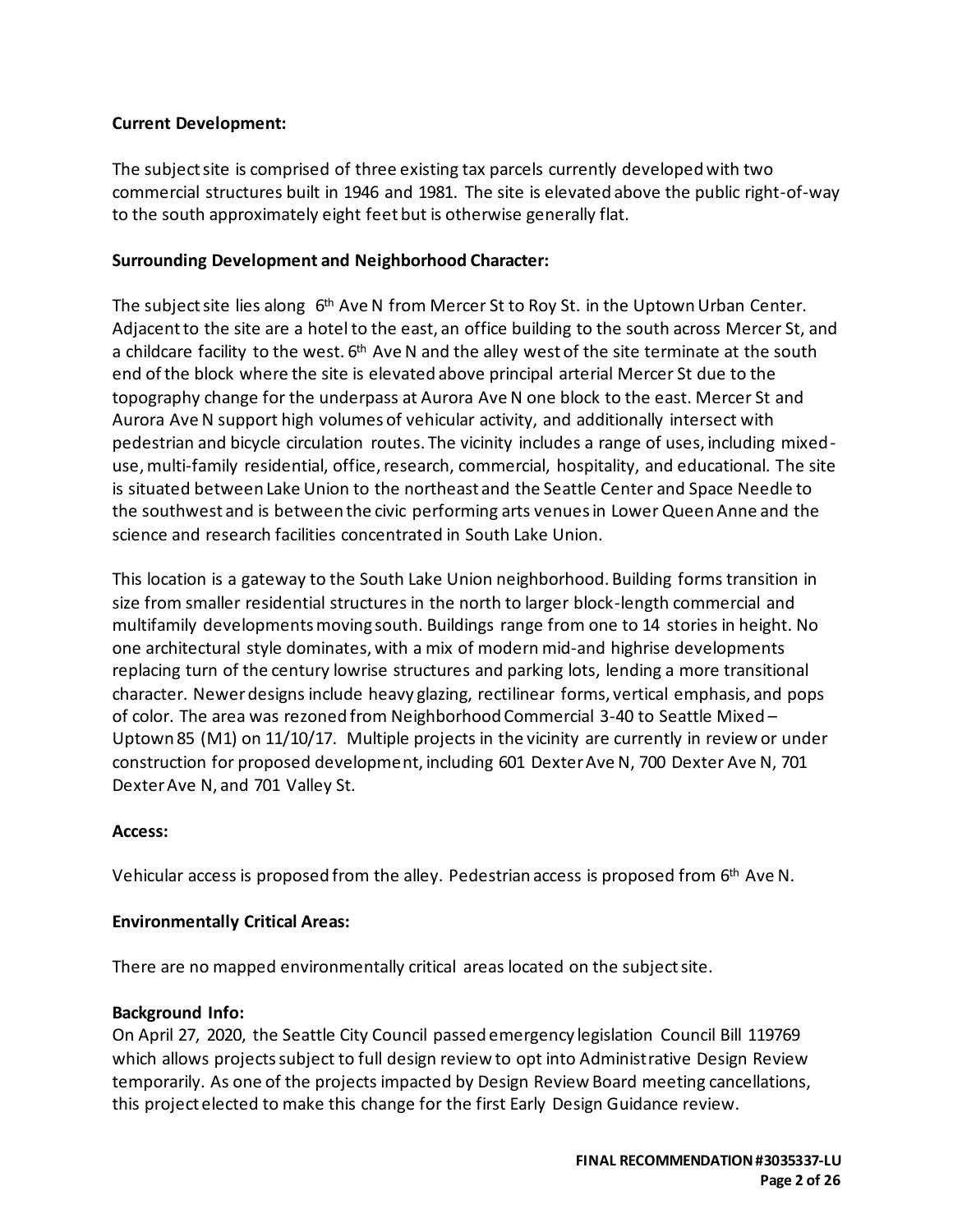**Current Development:**

The subject site is comprised of three existing tax parcels currently developed with two commercial structures built in 1946 and 1981. The site is elevated above the public right-of-way to the south approximately eight feet but is otherwise generally flat.

**Surrounding Development and Neighborhood Character:**

The subject site lies along 6th Ave N from Mercer St to Roy St. in the Uptown Urban Center. Adjacent to the site are a hotel to the east, an office building to the south across Mercer St, and a childcare facility to the west. 6th Ave N and the alley west of the site terminate at the south end of the block where the site is elevated above principal arterial Mercer St due to the topography change for the underpass at Aurora Ave N one block to the east. Mercer St and Aurora Ave N support high volumes of vehicular activity, and additionally intersect with pedestrian and bicycle circulation routes. The vicinity includes a range of uses, including mixed-use, multi-family residential, office, research, commercial, hospitality, and educational. The site is situated between Lake Union to the northeast and the Seattle Center and Space Needle to the southwest and is between the civic performing arts venues in Lower Queen Anne and the science and research facilities concentrated in South Lake Union.

This location is a gateway to the South Lake Union neighborhood. Building forms transition in size from smaller residential structures in the north to larger block-length commercial and multifamily developments moving south. Buildings range from one to 14 stories in height. No one architectural style dominates, with a mix of modern mid-and highrise developments replacing turn of the century lowrise structures and parking lots, lending a more transitional character. Newer designs include heavy glazing, rectilinear forms, vertical emphasis, and pops of color. The area was rezoned from Neighborhood Commercial 3-40 to Seattle Mixed – Uptown 85 (M1) on 11/10/17. Multiple projects in the vicinity are currently in review or under construction for proposed development, including 601 Dexter Ave N, 700 Dexter Ave N, 701 Dexter Ave N, and 701 Valley St.

**Access:**

Vehicular access is proposed from the alley. Pedestrian access is proposed from 6th Ave N.

**Environmentally Critical Areas:**

There are no mapped environmentally critical areas located on the subject site.

**Background Info:**

On April 27, 2020, the Seattle City Council passed emergency legislation Council Bill 119769 which allows projects subject to full design review to opt into Administrative Design Review temporarily. As one of the projects impacted by Design Review Board meeting cancellations, this project elected to make this change for the first Early Design Guidance review.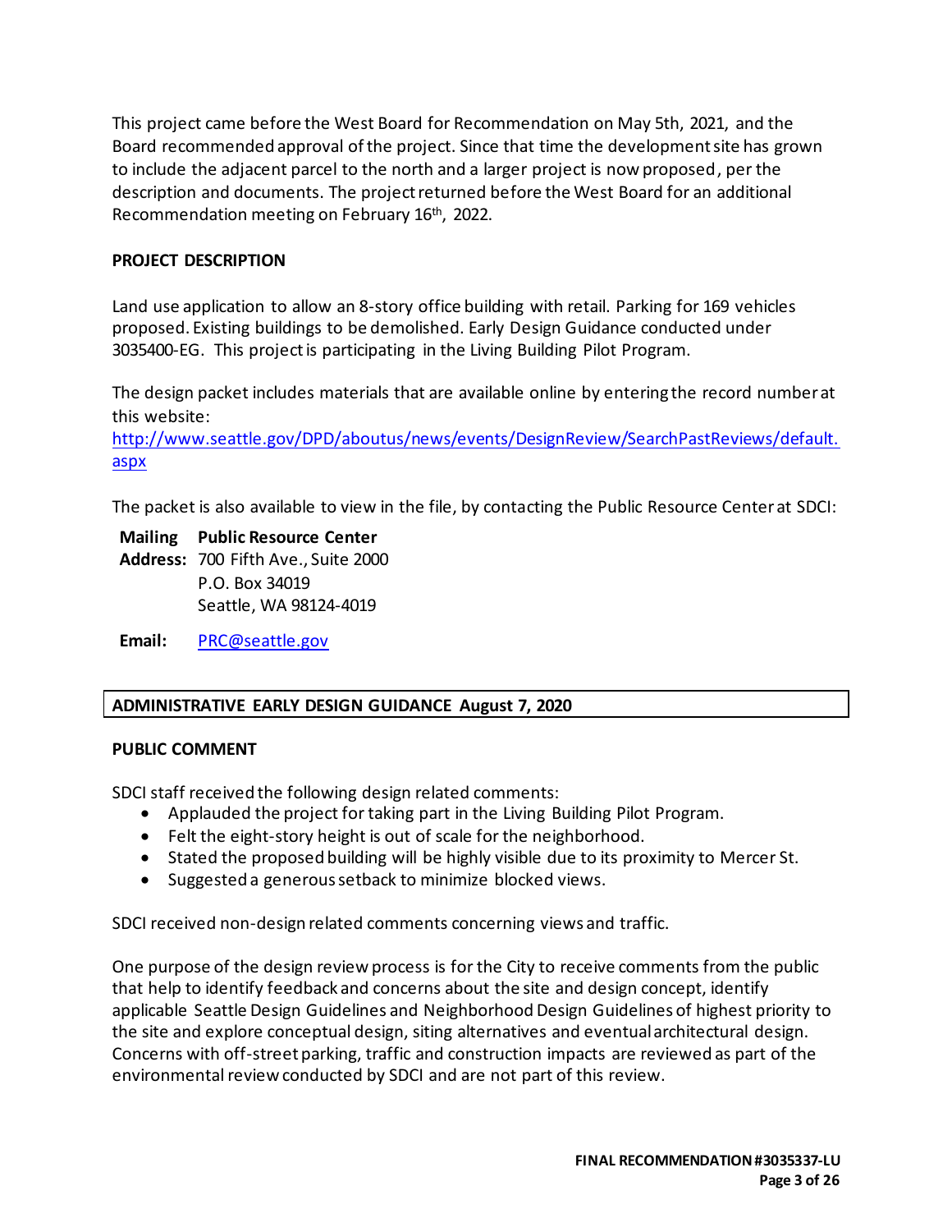This project came before the West Board for Recommendation on May 5th, 2021, and the Board recommended approval of the project. Since that time the development site has grown to include the adjacent parcel to the north and a larger project is now proposed, per the description and documents. The project returned before the West Board for an additional Recommendation meeting on February 16th, 2022.

**PROJECT DESCRIPTION**

Land use application to allow an 8-story office building with retail. Parking for 169 vehicles proposed. Existing buildings to be demolished. Early Design Guidance conducted under 3035400-EG. This project is participating in the Living Building Pilot Program.

The design packet includes materials that are available online by entering the record number at this website:
http://www.seattle.gov/DPD/aboutus/news/events/DesignReview/SearchPastReviews/default.aspx

The packet is also available to view in the file, by contacting the Public Resource Center at SDCI:

**Mailing Address:** **Public Resource Center**
700 Fifth Ave., Suite 2000
P.O. Box 34019
Seattle, WA 98124-4019

**Email:** PRC@seattle.gov

## ADMINISTRATIVE EARLY DESIGN GUIDANCE August 7, 2020

**PUBLIC COMMENT**

SDCI staff received the following design related comments:

- Applauded the project for taking part in the Living Building Pilot Program.
- Felt the eight-story height is out of scale for the neighborhood.
- Stated the proposed building will be highly visible due to its proximity to Mercer St.
- Suggested a generous setback to minimize blocked views.

SDCI received non-design related comments concerning views and traffic.

One purpose of the design review process is for the City to receive comments from the public that help to identify feedback and concerns about the site and design concept, identify applicable Seattle Design Guidelines and Neighborhood Design Guidelines of highest priority to the site and explore conceptual design, siting alternatives and eventual architectural design. Concerns with off-street parking, traffic and construction impacts are reviewed as part of the environmental review conducted by SDCI and are not part of this review.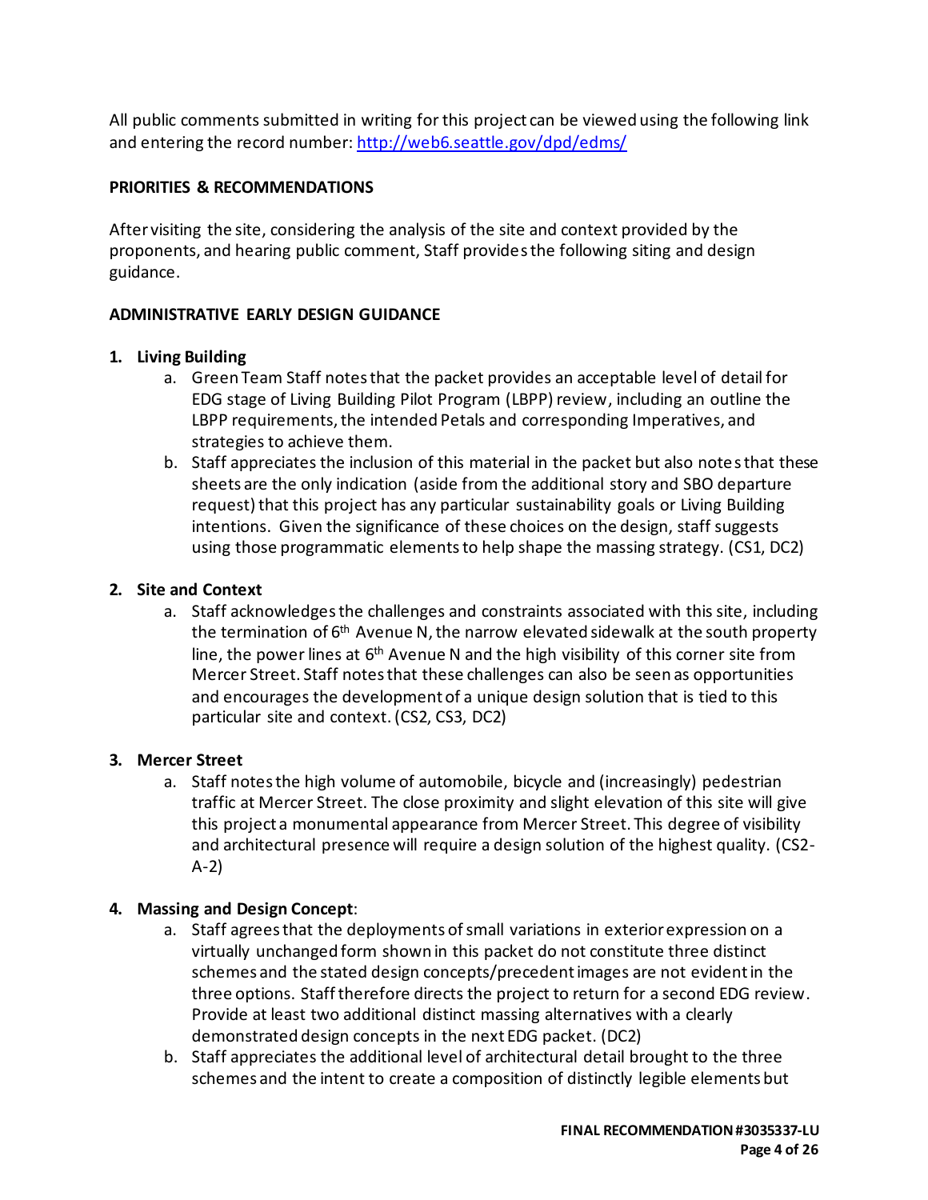All public comments submitted in writing for this project can be viewed using the following link and entering the record number: http://web6.seattle.gov/dpd/edms/

**PRIORITIES & RECOMMENDATIONS**

After visiting the site, considering the analysis of the site and context provided by the proponents, and hearing public comment, Staff provides the following siting and design guidance.

**ADMINISTRATIVE EARLY DESIGN GUIDANCE**

1. **Living Building**
   a. Green Team Staff notes that the packet provides an acceptable level of detail for EDG stage of Living Building Pilot Program (LBPP) review, including an outline the LBPP requirements, the intended Petals and corresponding Imperatives, and strategies to achieve them.
   b. Staff appreciates the inclusion of this material in the packet but also notes that these sheets are the only indication (aside from the additional story and SBO departure request) that this project has any particular sustainability goals or Living Building intentions. Given the significance of these choices on the design, staff suggests using those programmatic elements to help shape the massing strategy. (CS1, DC2)

2. **Site and Context**
   a. Staff acknowledges the challenges and constraints associated with this site, including the termination of 6th Avenue N, the narrow elevated sidewalk at the south property line, the power lines at 6th Avenue N and the high visibility of this corner site from Mercer Street. Staff notes that these challenges can also be seen as opportunities and encourages the development of a unique design solution that is tied to this particular site and context. (CS2, CS3, DC2)

3. **Mercer Street**
   a. Staff notes the high volume of automobile, bicycle and (increasingly) pedestrian traffic at Mercer Street. The close proximity and slight elevation of this site will give this project a monumental appearance from Mercer Street. This degree of visibility and architectural presence will require a design solution of the highest quality. (CS2-A-2)

4. **Massing and Design Concept**:
   a. Staff agrees that the deployments of small variations in exterior expression on a virtually unchanged form shown in this packet do not constitute three distinct schemes and the stated design concepts/precedent images are not evident in the three options. Staff therefore directs the project to return for a second EDG review. Provide at least two additional distinct massing alternatives with a clearly demonstrated design concepts in the next EDG packet. (DC2)
   b. Staff appreciates the additional level of architectural detail brought to the three schemes and the intent to create a composition of distinctly legible elements but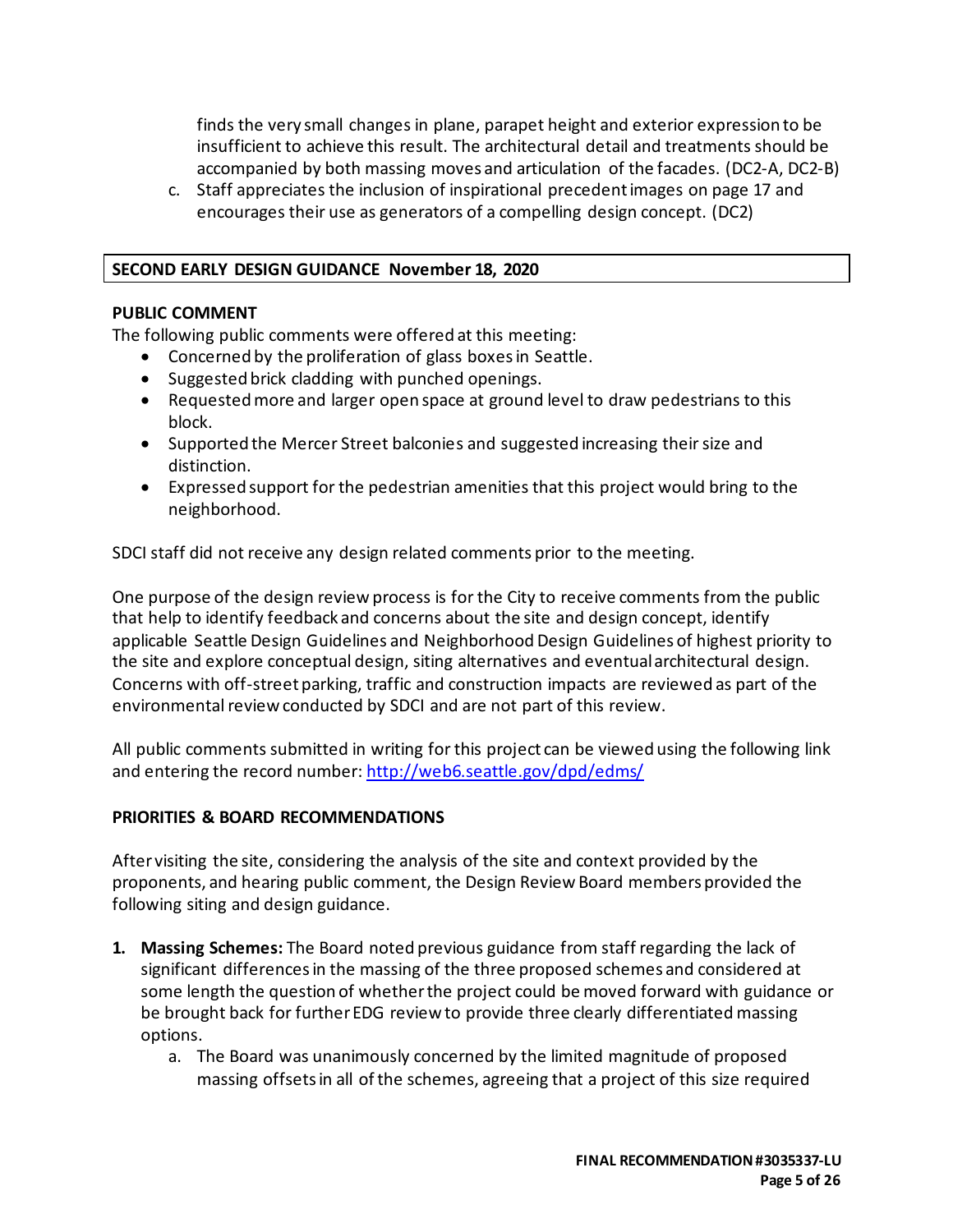finds the very small changes in plane, parapet height and exterior expression to be insufficient to achieve this result. The architectural detail and treatments should be accompanied by both massing moves and articulation of the facades. (DC2-A, DC2-B)

c. Staff appreciates the inclusion of inspirational precedent images on page 17 and encourages their use as generators of a compelling design concept. (DC2)

## SECOND EARLY DESIGN GUIDANCE November 18, 2020

### PUBLIC COMMENT

The following public comments were offered at this meeting:

- Concerned by the proliferation of glass boxes in Seattle.
- Suggested brick cladding with punched openings.
- Requested more and larger open space at ground level to draw pedestrians to this block.
- Supported the Mercer Street balconies and suggested increasing their size and distinction.
- Expressed support for the pedestrian amenities that this project would bring to the neighborhood.

SDCI staff did not receive any design related comments prior to the meeting.

One purpose of the design review process is for the City to receive comments from the public that help to identify feedback and concerns about the site and design concept, identify applicable Seattle Design Guidelines and Neighborhood Design Guidelines of highest priority to the site and explore conceptual design, siting alternatives and eventual architectural design. Concerns with off-street parking, traffic and construction impacts are reviewed as part of the environmental review conducted by SDCI and are not part of this review.

All public comments submitted in writing for this project can be viewed using the following link and entering the record number: http://web6.seattle.gov/dpd/edms/

### PRIORITIES & BOARD RECOMMENDATIONS

After visiting the site, considering the analysis of the site and context provided by the proponents, and hearing public comment, the Design Review Board members provided the following siting and design guidance.

1. **Massing Schemes:** The Board noted previous guidance from staff regarding the lack of significant differences in the massing of the three proposed schemes and considered at some length the question of whether the project could be moved forward with guidance or be brought back for further EDG review to provide three clearly differentiated massing options.
   a. The Board was unanimously concerned by the limited magnitude of proposed massing offsets in all of the schemes, agreeing that a project of this size required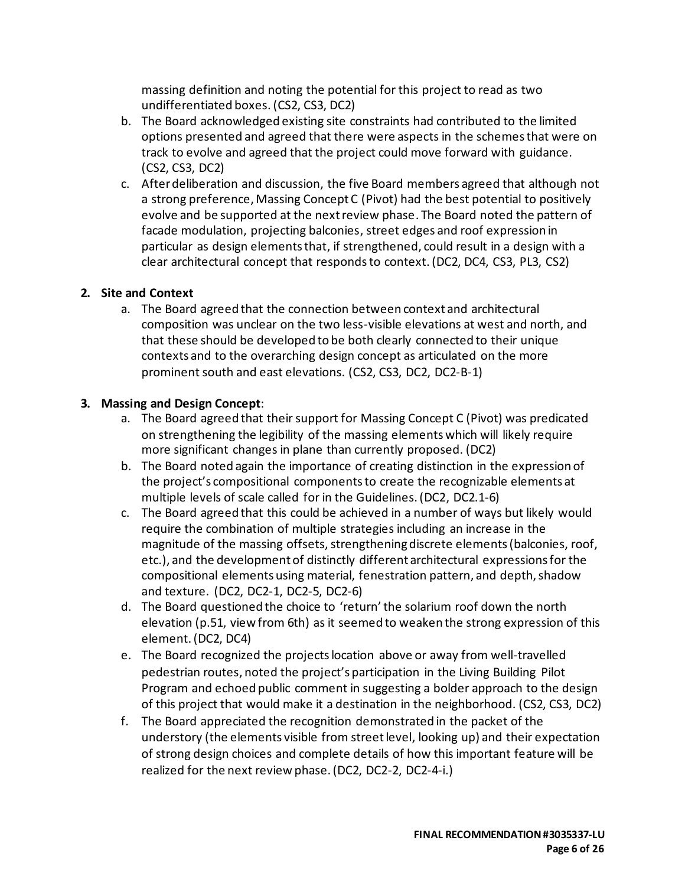massing definition and noting the potential for this project to read as two undifferentiated boxes. (CS2, CS3, DC2)

b. The Board acknowledged existing site constraints had contributed to the limited options presented and agreed that there were aspects in the schemes that were on track to evolve and agreed that the project could move forward with guidance. (CS2, CS3, DC2)

c. After deliberation and discussion, the five Board members agreed that although not a strong preference, Massing Concept C (Pivot) had the best potential to positively evolve and be supported at the next review phase. The Board noted the pattern of facade modulation, projecting balconies, street edges and roof expression in particular as design elements that, if strengthened, could result in a design with a clear architectural concept that responds to context. (DC2, DC4, CS3, PL3, CS2)

**2. Site and Context**

a. The Board agreed that the connection between context and architectural composition was unclear on the two less-visible elevations at west and north, and that these should be developed to be both clearly connected to their unique contexts and to the overarching design concept as articulated on the more prominent south and east elevations. (CS2, CS3, DC2, DC2-B-1)

**3. Massing and Design Concept**:

a. The Board agreed that their support for Massing Concept C (Pivot) was predicated on strengthening the legibility of the massing elements which will likely require more significant changes in plane than currently proposed. (DC2)

b. The Board noted again the importance of creating distinction in the expression of the project's compositional components to create the recognizable elements at multiple levels of scale called for in the Guidelines. (DC2, DC2.1-6)

c. The Board agreed that this could be achieved in a number of ways but likely would require the combination of multiple strategies including an increase in the magnitude of the massing offsets, strengthening discrete elements (balconies, roof, etc.), and the development of distinctly different architectural expressions for the compositional elements using material, fenestration pattern, and depth, shadow and texture. (DC2, DC2-1, DC2-5, DC2-6)

d. The Board questioned the choice to 'return' the solarium roof down the north elevation (p.51, view from 6th) as it seemed to weaken the strong expression of this element. (DC2, DC4)

e. The Board recognized the projects location above or away from well-travelled pedestrian routes, noted the project's participation in the Living Building Pilot Program and echoed public comment in suggesting a bolder approach to the design of this project that would make it a destination in the neighborhood. (CS2, CS3, DC2)

f. The Board appreciated the recognition demonstrated in the packet of the understory (the elements visible from street level, looking up) and their expectation of strong design choices and complete details of how this important feature will be realized for the next review phase. (DC2, DC2-2, DC2-4-i.)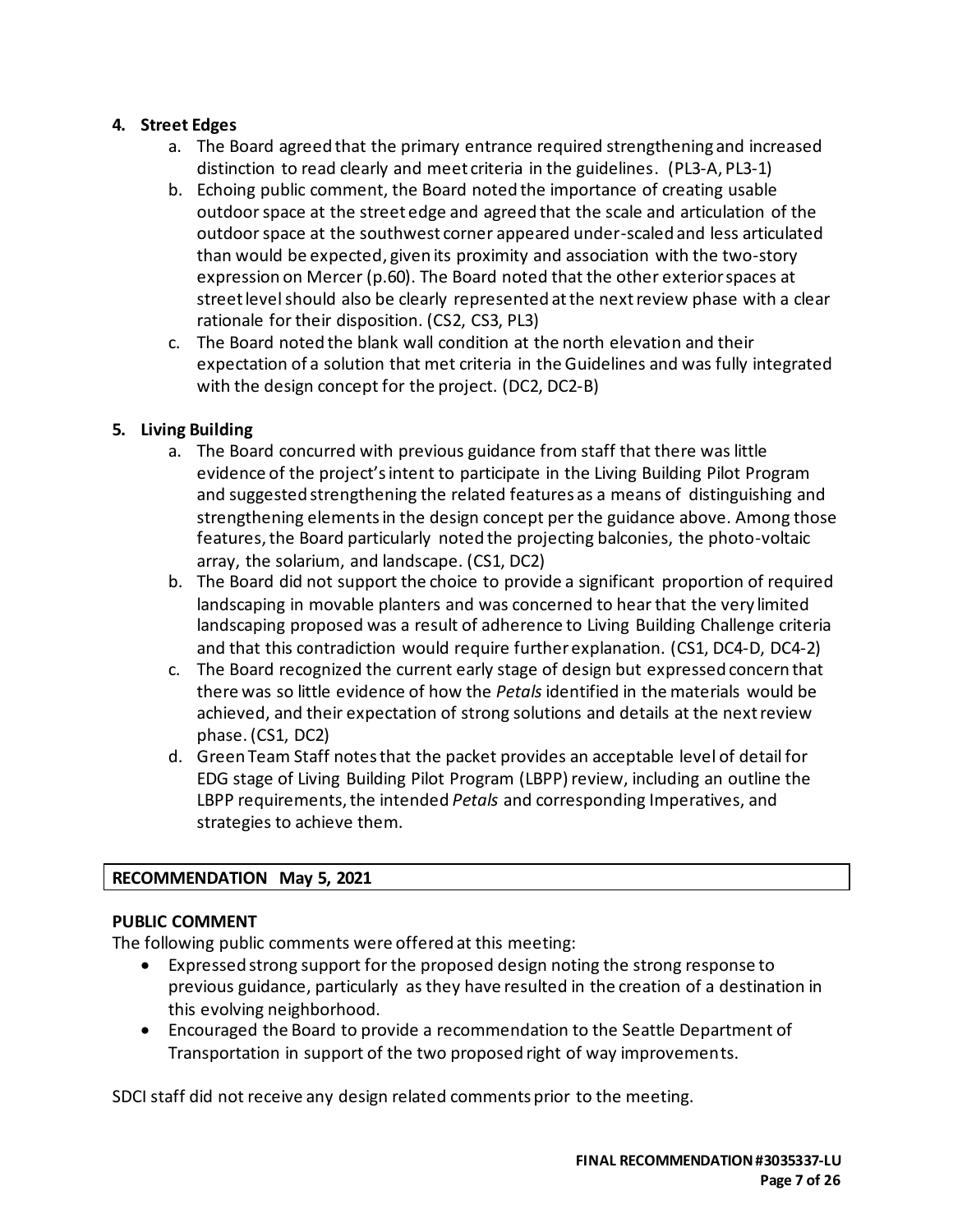**4. Street Edges**

a. The Board agreed that the primary entrance required strengthening and increased distinction to read clearly and meet criteria in the guidelines. (PL3-A, PL3-1)

b. Echoing public comment, the Board noted the importance of creating usable outdoor space at the street edge and agreed that the scale and articulation of the outdoor space at the southwest corner appeared under-scaled and less articulated than would be expected, given its proximity and association with the two-story expression on Mercer (p.60). The Board noted that the other exterior spaces at street level should also be clearly represented at the next review phase with a clear rationale for their disposition. (CS2, CS3, PL3)

c. The Board noted the blank wall condition at the north elevation and their expectation of a solution that met criteria in the Guidelines and was fully integrated with the design concept for the project. (DC2, DC2-B)

**5. Living Building**

a. The Board concurred with previous guidance from staff that there was little evidence of the project's intent to participate in the Living Building Pilot Program and suggested strengthening the related features as a means of distinguishing and strengthening elements in the design concept per the guidance above. Among those features, the Board particularly noted the projecting balconies, the photo-voltaic array, the solarium, and landscape. (CS1, DC2)

b. The Board did not support the choice to provide a significant proportion of required landscaping in movable planters and was concerned to hear that the very limited landscaping proposed was a result of adherence to Living Building Challenge criteria and that this contradiction would require further explanation. (CS1, DC4-D, DC4-2)

c. The Board recognized the current early stage of design but expressed concern that there was so little evidence of how the *Petals* identified in the materials would be achieved, and their expectation of strong solutions and details at the next review phase. (CS1, DC2)

d. Green Team Staff notes that the packet provides an acceptable level of detail for EDG stage of Living Building Pilot Program (LBPP) review, including an outline the LBPP requirements, the intended *Petals* and corresponding Imperatives, and strategies to achieve them.

## RECOMMENDATION May 5, 2021

### PUBLIC COMMENT

The following public comments were offered at this meeting:

- Expressed strong support for the proposed design noting the strong response to previous guidance, particularly as they have resulted in the creation of a destination in this evolving neighborhood.
- Encouraged the Board to provide a recommendation to the Seattle Department of Transportation in support of the two proposed right of way improvements.

SDCI staff did not receive any design related comments prior to the meeting.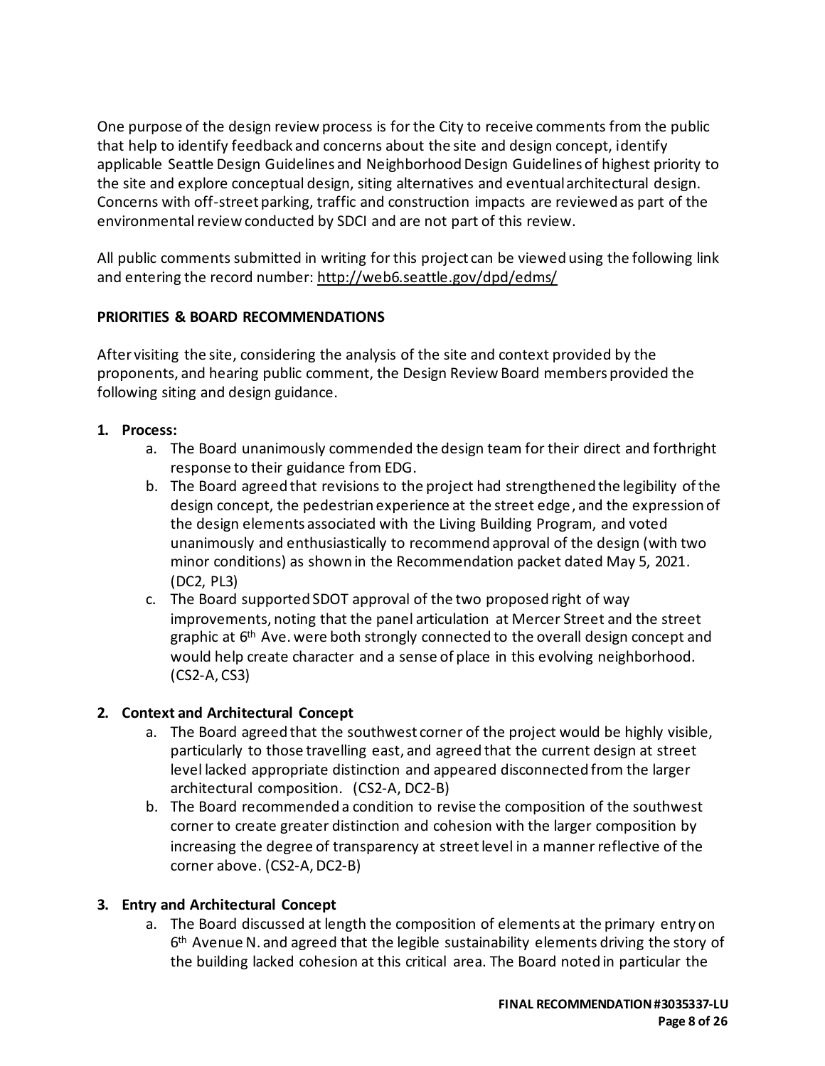One purpose of the design review process is for the City to receive comments from the public that help to identify feedback and concerns about the site and design concept, identify applicable Seattle Design Guidelines and Neighborhood Design Guidelines of highest priority to the site and explore conceptual design, siting alternatives and eventual architectural design. Concerns with off-street parking, traffic and construction impacts are reviewed as part of the environmental review conducted by SDCI and are not part of this review.

All public comments submitted in writing for this project can be viewed using the following link and entering the record number: http://web6.seattle.gov/dpd/edms/

**PRIORITIES & BOARD RECOMMENDATIONS**

After visiting the site, considering the analysis of the site and context provided by the proponents, and hearing public comment, the Design Review Board members provided the following siting and design guidance.

1. **Process:**
   a. The Board unanimously commended the design team for their direct and forthright response to their guidance from EDG.
   b. The Board agreed that revisions to the project had strengthened the legibility of the design concept, the pedestrian experience at the street edge, and the expression of the design elements associated with the Living Building Program, and voted unanimously and enthusiastically to recommend approval of the design (with two minor conditions) as shown in the Recommendation packet dated May 5, 2021. (DC2, PL3)
   c. The Board supported SDOT approval of the two proposed right of way improvements, noting that the panel articulation at Mercer Street and the street graphic at 6th Ave. were both strongly connected to the overall design concept and would help create character and a sense of place in this evolving neighborhood. (CS2-A, CS3)

2. **Context and Architectural Concept**
   a. The Board agreed that the southwest corner of the project would be highly visible, particularly to those travelling east, and agreed that the current design at street level lacked appropriate distinction and appeared disconnected from the larger architectural composition. (CS2-A, DC2-B)
   b. The Board recommended a condition to revise the composition of the southwest corner to create greater distinction and cohesion with the larger composition by increasing the degree of transparency at street level in a manner reflective of the corner above. (CS2-A, DC2-B)

3. **Entry and Architectural Concept**
   a. The Board discussed at length the composition of elements at the primary entry on 6th Avenue N. and agreed that the legible sustainability elements driving the story of the building lacked cohesion at this critical area. The Board noted in particular the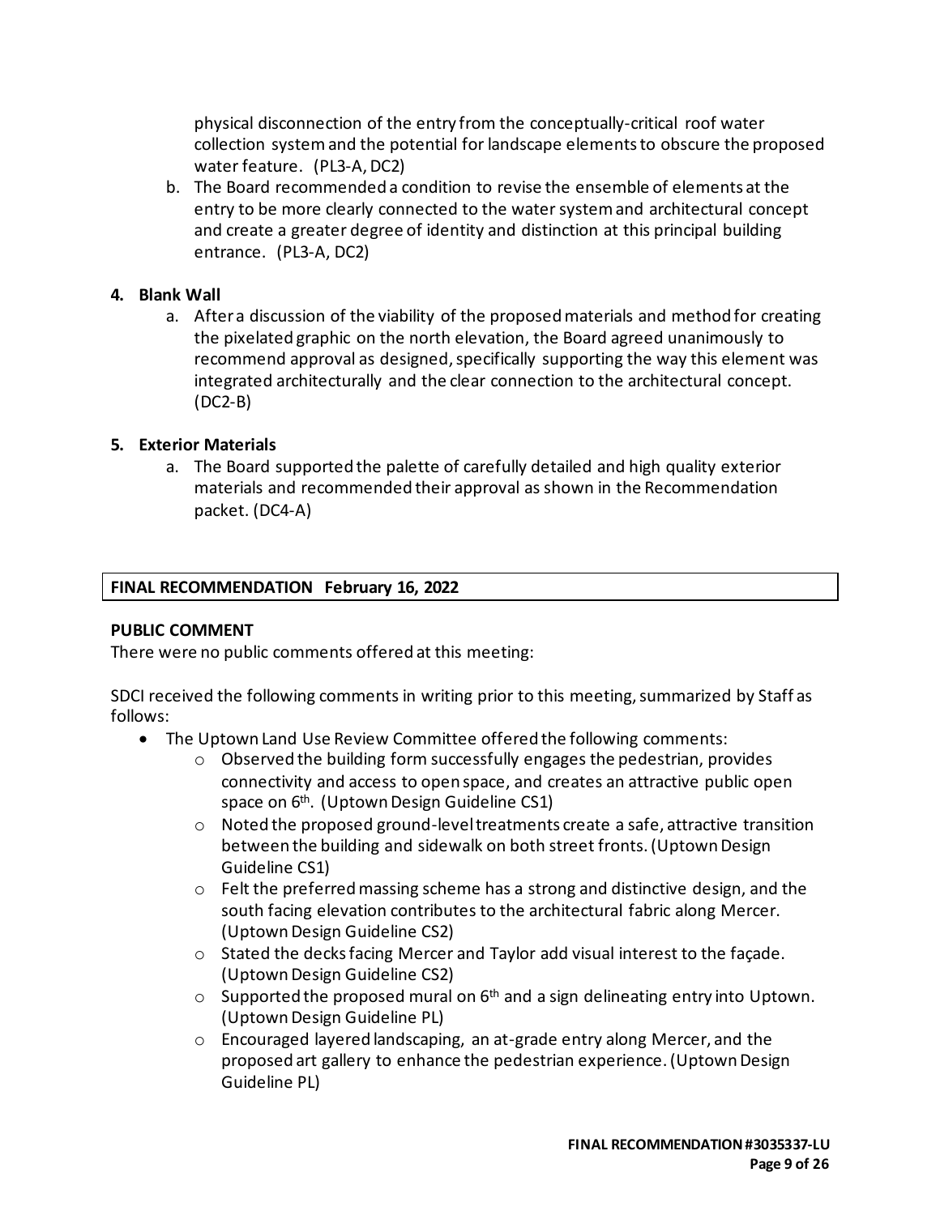physical disconnection of the entry from the conceptually-critical roof water collection system and the potential for landscape elements to obscure the proposed water feature. (PL3-A, DC2)

b. The Board recommended a condition to revise the ensemble of elements at the entry to be more clearly connected to the water system and architectural concept and create a greater degree of identity and distinction at this principal building entrance. (PL3-A, DC2)

**4. Blank Wall**

a. After a discussion of the viability of the proposed materials and method for creating the pixelated graphic on the north elevation, the Board agreed unanimously to recommend approval as designed, specifically supporting the way this element was integrated architecturally and the clear connection to the architectural concept. (DC2-B)

**5. Exterior Materials**

a. The Board supported the palette of carefully detailed and high quality exterior materials and recommended their approval as shown in the Recommendation packet. (DC4-A)

**FINAL RECOMMENDATION February 16, 2022**

**PUBLIC COMMENT**

There were no public comments offered at this meeting:

SDCI received the following comments in writing prior to this meeting, summarized by Staff as follows:

- The Uptown Land Use Review Committee offered the following comments:
  - Observed the building form successfully engages the pedestrian, provides connectivity and access to open space, and creates an attractive public open space on 6th. (Uptown Design Guideline CS1)
  - Noted the proposed ground-level treatments create a safe, attractive transition between the building and sidewalk on both street fronts. (Uptown Design Guideline CS1)
  - Felt the preferred massing scheme has a strong and distinctive design, and the south facing elevation contributes to the architectural fabric along Mercer. (Uptown Design Guideline CS2)
  - Stated the decks facing Mercer and Taylor add visual interest to the façade. (Uptown Design Guideline CS2)
  - Supported the proposed mural on 6th and a sign delineating entry into Uptown. (Uptown Design Guideline PL)
  - Encouraged layered landscaping, an at-grade entry along Mercer, and the proposed art gallery to enhance the pedestrian experience. (Uptown Design Guideline PL)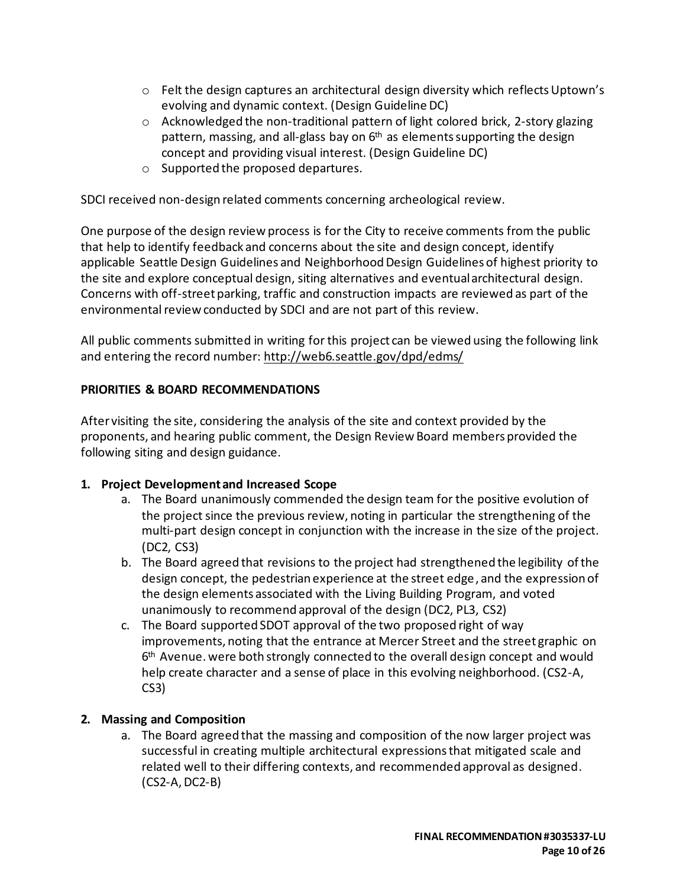- Felt the design captures an architectural design diversity which reflects Uptown's evolving and dynamic context. (Design Guideline DC)
- Acknowledged the non-traditional pattern of light colored brick, 2-story glazing pattern, massing, and all-glass bay on 6th as elements supporting the design concept and providing visual interest. (Design Guideline DC)
- Supported the proposed departures.

SDCI received non-design related comments concerning archeological review.

One purpose of the design review process is for the City to receive comments from the public that help to identify feedback and concerns about the site and design concept, identify applicable Seattle Design Guidelines and Neighborhood Design Guidelines of highest priority to the site and explore conceptual design, siting alternatives and eventual architectural design. Concerns with off-street parking, traffic and construction impacts are reviewed as part of the environmental review conducted by SDCI and are not part of this review.

All public comments submitted in writing for this project can be viewed using the following link and entering the record number: http://web6.seattle.gov/dpd/edms/

**PRIORITIES & BOARD RECOMMENDATIONS**

After visiting the site, considering the analysis of the site and context provided by the proponents, and hearing public comment, the Design Review Board members provided the following siting and design guidance.

**1. Project Development and Increased Scope**

a. The Board unanimously commended the design team for the positive evolution of the project since the previous review, noting in particular the strengthening of the multi-part design concept in conjunction with the increase in the size of the project. (DC2, CS3)

b. The Board agreed that revisions to the project had strengthened the legibility of the design concept, the pedestrian experience at the street edge, and the expression of the design elements associated with the Living Building Program, and voted unanimously to recommend approval of the design (DC2, PL3, CS2)

c. The Board supported SDOT approval of the two proposed right of way improvements, noting that the entrance at Mercer Street and the street graphic on 6th Avenue. were both strongly connected to the overall design concept and would help create character and a sense of place in this evolving neighborhood. (CS2-A, CS3)

**2. Massing and Composition**

a. The Board agreed that the massing and composition of the now larger project was successful in creating multiple architectural expressions that mitigated scale and related well to their differing contexts, and recommended approval as designed. (CS2-A, DC2-B)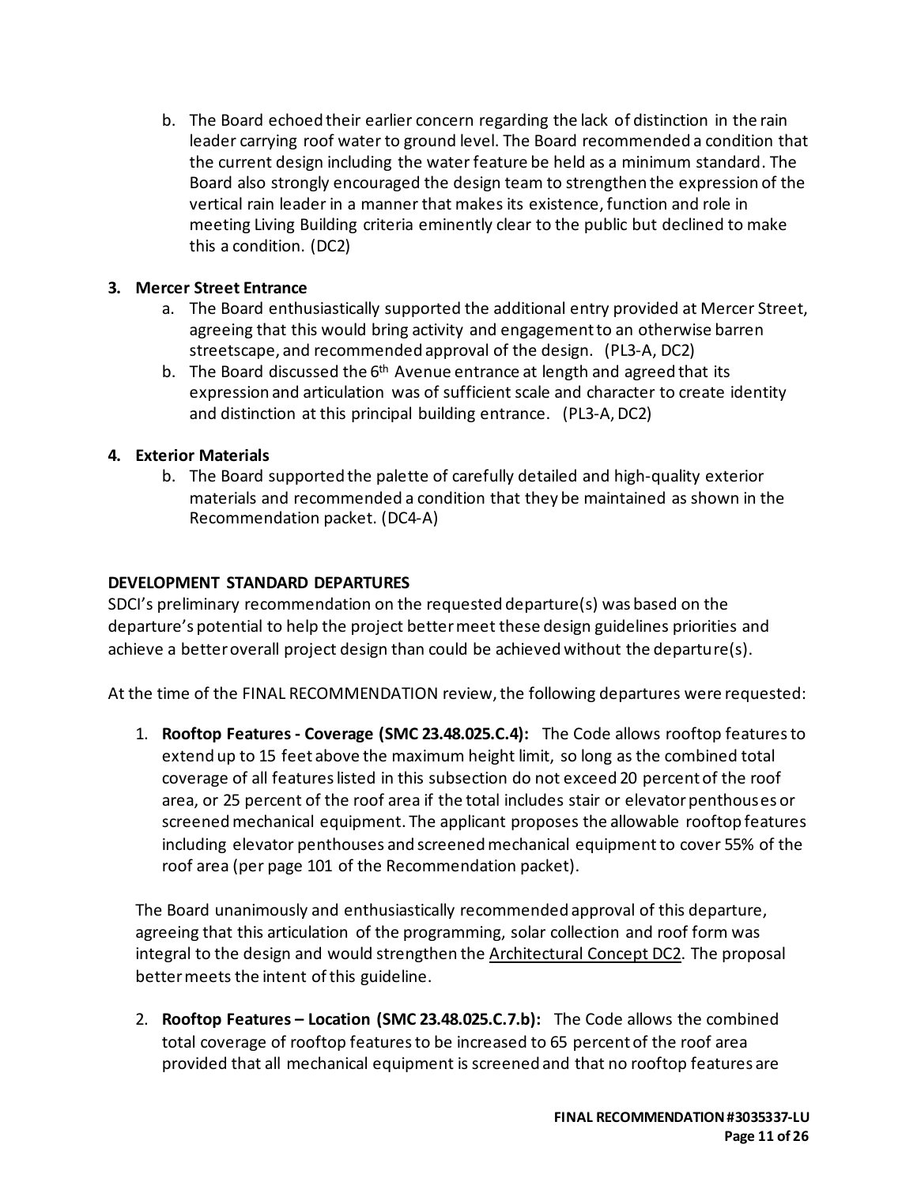b. The Board echoed their earlier concern regarding the lack of distinction in the rain leader carrying roof water to ground level. The Board recommended a condition that the current design including the water feature be held as a minimum standard. The Board also strongly encouraged the design team to strengthen the expression of the vertical rain leader in a manner that makes its existence, function and role in meeting Living Building criteria eminently clear to the public but declined to make this a condition. (DC2)

**3. Mercer Street Entrance**

a. The Board enthusiastically supported the additional entry provided at Mercer Street, agreeing that this would bring activity and engagement to an otherwise barren streetscape, and recommended approval of the design. (PL3-A, DC2)

b. The Board discussed the 6th Avenue entrance at length and agreed that its expression and articulation was of sufficient scale and character to create identity and distinction at this principal building entrance. (PL3-A, DC2)

**4. Exterior Materials**

b. The Board supported the palette of carefully detailed and high-quality exterior materials and recommended a condition that they be maintained as shown in the Recommendation packet. (DC4-A)

**DEVELOPMENT STANDARD DEPARTURES**

SDCI's preliminary recommendation on the requested departure(s) was based on the departure's potential to help the project better meet these design guidelines priorities and achieve a better overall project design than could be achieved without the departure(s).

At the time of the FINAL RECOMMENDATION review, the following departures were requested:

1. **Rooftop Features - Coverage (SMC 23.48.025.C.4):** The Code allows rooftop features to extend up to 15 feet above the maximum height limit, so long as the combined total coverage of all features listed in this subsection do not exceed 20 percent of the roof area, or 25 percent of the roof area if the total includes stair or elevator penthouses or screened mechanical equipment. The applicant proposes the allowable rooftop features including elevator penthouses and screened mechanical equipment to cover 55% of the roof area (per page 101 of the Recommendation packet).

   The Board unanimously and enthusiastically recommended approval of this departure, agreeing that this articulation of the programming, solar collection and roof form was integral to the design and would strengthen the Architectural Concept DC2. The proposal better meets the intent of this guideline.

2. **Rooftop Features – Location (SMC 23.48.025.C.7.b):** The Code allows the combined total coverage of rooftop features to be increased to 65 percent of the roof area provided that all mechanical equipment is screened and that no rooftop features are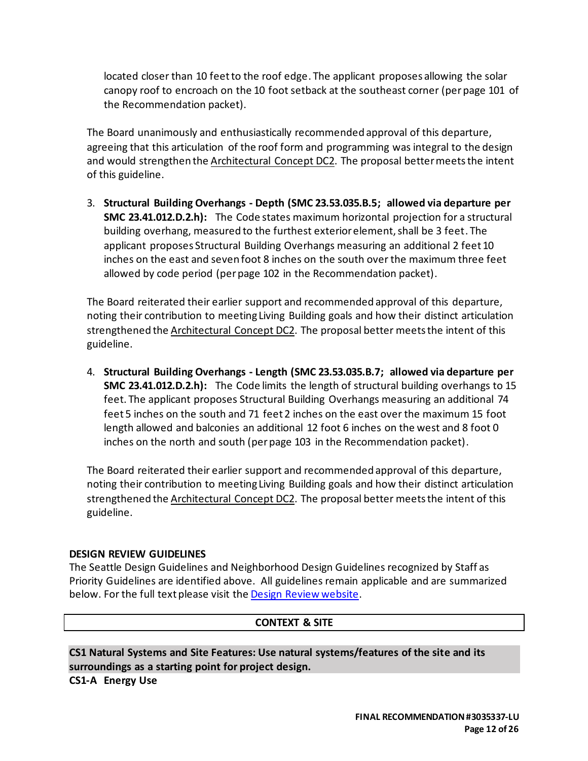located closer than 10 feet to the roof edge. The applicant proposes allowing the solar canopy roof to encroach on the 10 foot setback at the southeast corner (per page 101 of the Recommendation packet).

The Board unanimously and enthusiastically recommended approval of this departure, agreeing that this articulation of the roof form and programming was integral to the design and would strengthen the Architectural Concept DC2. The proposal better meets the intent of this guideline.

3. **Structural Building Overhangs - Depth (SMC 23.53.035.B.5; allowed via departure per SMC 23.41.012.D.2.h):** The Code states maximum horizontal projection for a structural building overhang, measured to the furthest exterior element, shall be 3 feet. The applicant proposes Structural Building Overhangs measuring an additional 2 feet 10 inches on the east and seven foot 8 inches on the south over the maximum three feet allowed by code period (per page 102 in the Recommendation packet).

The Board reiterated their earlier support and recommended approval of this departure, noting their contribution to meeting Living Building goals and how their distinct articulation strengthened the Architectural Concept DC2. The proposal better meets the intent of this guideline.

4. **Structural Building Overhangs - Length (SMC 23.53.035.B.7; allowed via departure per SMC 23.41.012.D.2.h):** The Code limits the length of structural building overhangs to 15 feet. The applicant proposes Structural Building Overhangs measuring an additional 74 feet 5 inches on the south and 71 feet 2 inches on the east over the maximum 15 foot length allowed and balconies an additional 12 foot 6 inches on the west and 8 foot 0 inches on the north and south (per page 103 in the Recommendation packet).

The Board reiterated their earlier support and recommended approval of this departure, noting their contribution to meeting Living Building goals and how their distinct articulation strengthened the Architectural Concept DC2. The proposal better meets the intent of this guideline.

## DESIGN REVIEW GUIDELINES

The Seattle Design Guidelines and Neighborhood Design Guidelines recognized by Staff as Priority Guidelines are identified above. All guidelines remain applicable and are summarized below. For the full text please visit the Design Review website.

## CONTEXT & SITE

### CS1 Natural Systems and Site Features: Use natural systems/features of the site and its surroundings as a starting point for project design.

**CS1-A Energy Use**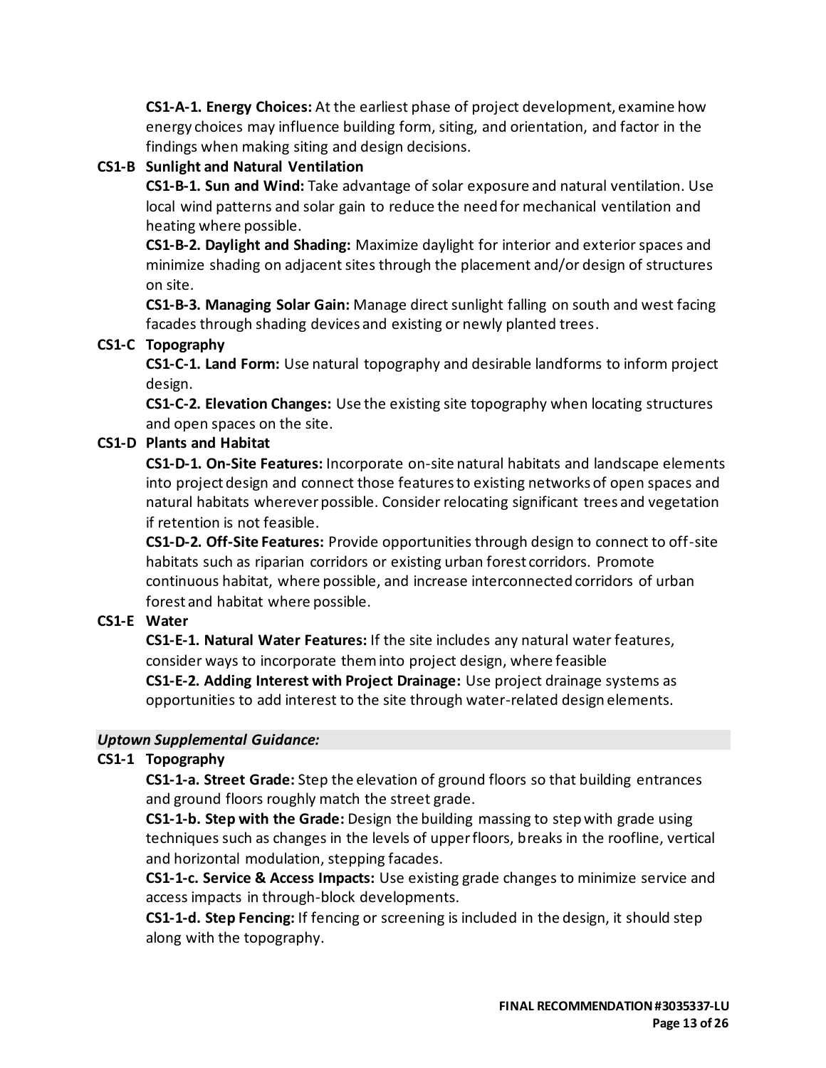**CS1-A-1. Energy Choices:** At the earliest phase of project development, examine how energy choices may influence building form, siting, and orientation, and factor in the findings when making siting and design decisions.

**CS1-B Sunlight and Natural Ventilation**

**CS1-B-1. Sun and Wind:** Take advantage of solar exposure and natural ventilation. Use local wind patterns and solar gain to reduce the need for mechanical ventilation and heating where possible.

**CS1-B-2. Daylight and Shading:** Maximize daylight for interior and exterior spaces and minimize shading on adjacent sites through the placement and/or design of structures on site.

**CS1-B-3. Managing Solar Gain:** Manage direct sunlight falling on south and west facing facades through shading devices and existing or newly planted trees.

**CS1-C Topography**

**CS1-C-1. Land Form:** Use natural topography and desirable landforms to inform project design.

**CS1-C-2. Elevation Changes:** Use the existing site topography when locating structures and open spaces on the site.

**CS1-D Plants and Habitat**

**CS1-D-1. On-Site Features:** Incorporate on-site natural habitats and landscape elements into project design and connect those features to existing networks of open spaces and natural habitats wherever possible. Consider relocating significant trees and vegetation if retention is not feasible.

**CS1-D-2. Off-Site Features:** Provide opportunities through design to connect to off-site habitats such as riparian corridors or existing urban forest corridors. Promote continuous habitat, where possible, and increase interconnected corridors of urban forest and habitat where possible.

**CS1-E Water**

**CS1-E-1. Natural Water Features:** If the site includes any natural water features, consider ways to incorporate them into project design, where feasible

**CS1-E-2. Adding Interest with Project Drainage:** Use project drainage systems as opportunities to add interest to the site through water-related design elements.

***Uptown Supplemental Guidance:***

**CS1-1 Topography**

**CS1-1-a. Street Grade:** Step the elevation of ground floors so that building entrances and ground floors roughly match the street grade.

**CS1-1-b. Step with the Grade:** Design the building massing to step with grade using techniques such as changes in the levels of upper floors, breaks in the roofline, vertical and horizontal modulation, stepping facades.

**CS1-1-c. Service & Access Impacts:** Use existing grade changes to minimize service and access impacts in through-block developments.

**CS1-1-d. Step Fencing:** If fencing or screening is included in the design, it should step along with the topography.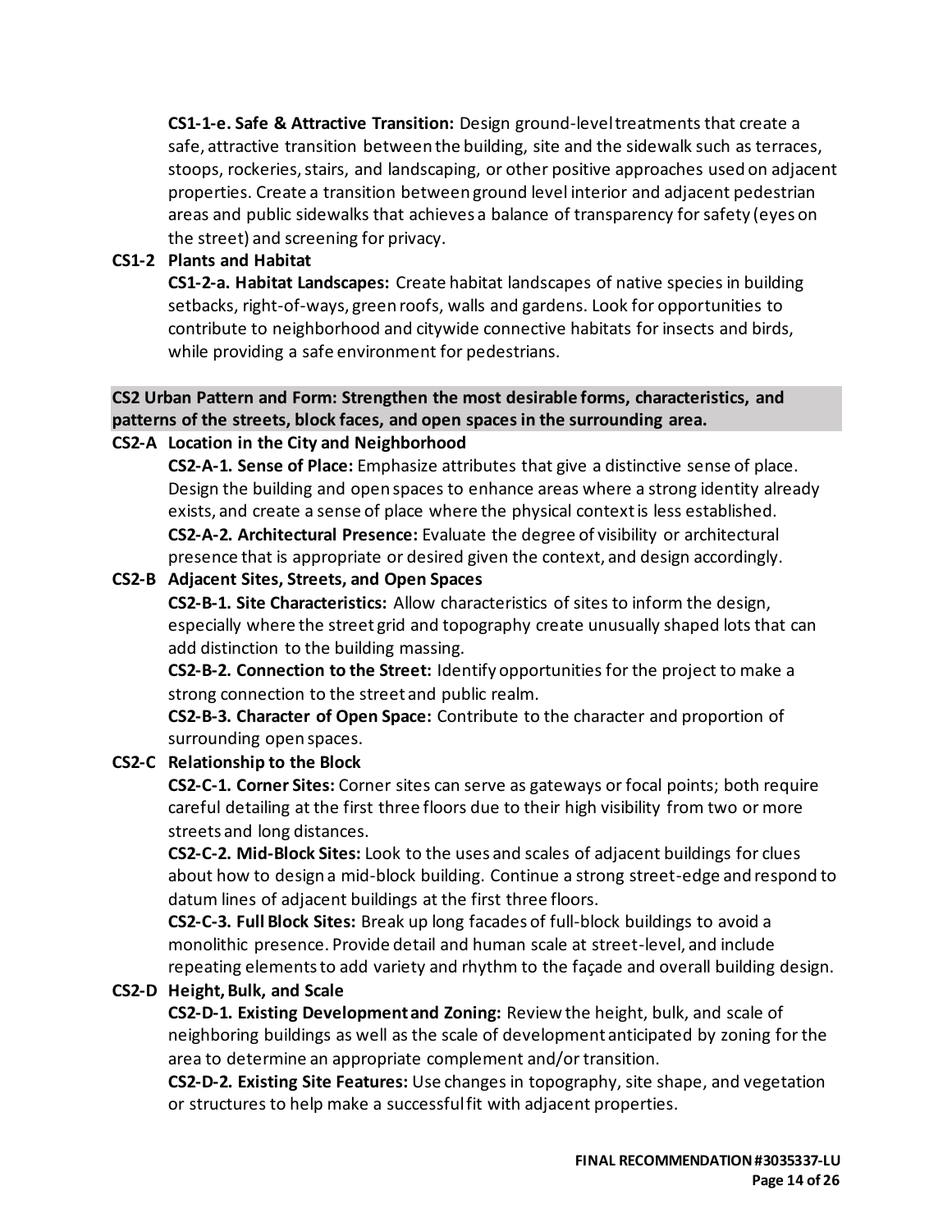**CS1-1-e. Safe & Attractive Transition:** Design ground-level treatments that create a safe, attractive transition between the building, site and the sidewalk such as terraces, stoops, rockeries, stairs, and landscaping, or other positive approaches used on adjacent properties. Create a transition between ground level interior and adjacent pedestrian areas and public sidewalks that achieves a balance of transparency for safety (eyes on the street) and screening for privacy.

**CS1-2 Plants and Habitat**

**CS1-2-a. Habitat Landscapes:** Create habitat landscapes of native species in building setbacks, right-of-ways, green roofs, walls and gardens. Look for opportunities to contribute to neighborhood and citywide connective habitats for insects and birds, while providing a safe environment for pedestrians.

**CS2 Urban Pattern and Form: Strengthen the most desirable forms, characteristics, and patterns of the streets, block faces, and open spaces in the surrounding area.**

**CS2-A Location in the City and Neighborhood**

**CS2-A-1. Sense of Place:** Emphasize attributes that give a distinctive sense of place. Design the building and open spaces to enhance areas where a strong identity already exists, and create a sense of place where the physical context is less established.

**CS2-A-2. Architectural Presence:** Evaluate the degree of visibility or architectural presence that is appropriate or desired given the context, and design accordingly.

**CS2-B Adjacent Sites, Streets, and Open Spaces**

**CS2-B-1. Site Characteristics:** Allow characteristics of sites to inform the design, especially where the street grid and topography create unusually shaped lots that can add distinction to the building massing.

**CS2-B-2. Connection to the Street:** Identify opportunities for the project to make a strong connection to the street and public realm.

**CS2-B-3. Character of Open Space:** Contribute to the character and proportion of surrounding open spaces.

**CS2-C Relationship to the Block**

**CS2-C-1. Corner Sites:** Corner sites can serve as gateways or focal points; both require careful detailing at the first three floors due to their high visibility from two or more streets and long distances.

**CS2-C-2. Mid-Block Sites:** Look to the uses and scales of adjacent buildings for clues about how to design a mid-block building. Continue a strong street-edge and respond to datum lines of adjacent buildings at the first three floors.

**CS2-C-3. Full Block Sites:** Break up long facades of full-block buildings to avoid a monolithic presence. Provide detail and human scale at street-level, and include repeating elements to add variety and rhythm to the façade and overall building design.

**CS2-D Height, Bulk, and Scale**

**CS2-D-1. Existing Development and Zoning:** Review the height, bulk, and scale of neighboring buildings as well as the scale of development anticipated by zoning for the area to determine an appropriate complement and/or transition.

**CS2-D-2. Existing Site Features:** Use changes in topography, site shape, and vegetation or structures to help make a successful fit with adjacent properties.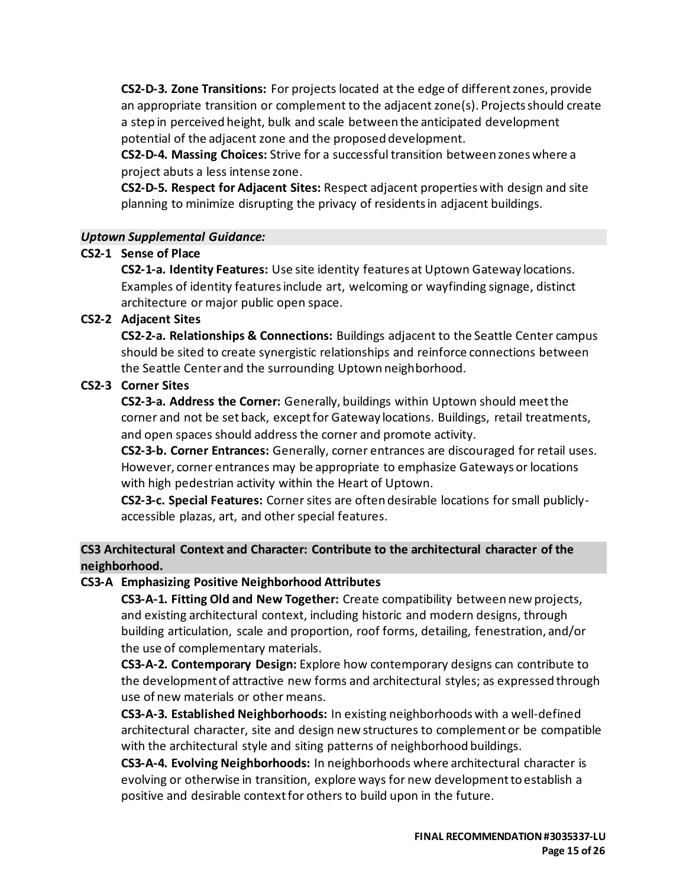**CS2-D-3. Zone Transitions:** For projects located at the edge of different zones, provide an appropriate transition or complement to the adjacent zone(s). Projects should create a step in perceived height, bulk and scale between the anticipated development potential of the adjacent zone and the proposed development.

**CS2-D-4. Massing Choices:** Strive for a successful transition between zones where a project abuts a less intense zone.

**CS2-D-5. Respect for Adjacent Sites:** Respect adjacent properties with design and site planning to minimize disrupting the privacy of residents in adjacent buildings.

***Uptown Supplemental Guidance:***

**CS2-1 Sense of Place**

**CS2-1-a. Identity Features:** Use site identity features at Uptown Gateway locations. Examples of identity features include art, welcoming or wayfinding signage, distinct architecture or major public open space.

**CS2-2 Adjacent Sites**

**CS2-2-a. Relationships & Connections:** Buildings adjacent to the Seattle Center campus should be sited to create synergistic relationships and reinforce connections between the Seattle Center and the surrounding Uptown neighborhood.

**CS2-3 Corner Sites**

**CS2-3-a. Address the Corner:** Generally, buildings within Uptown should meet the corner and not be set back, except for Gateway locations. Buildings, retail treatments, and open spaces should address the corner and promote activity.

**CS2-3-b. Corner Entrances:** Generally, corner entrances are discouraged for retail uses. However, corner entrances may be appropriate to emphasize Gateways or locations with high pedestrian activity within the Heart of Uptown.

**CS2-3-c. Special Features:** Corner sites are often desirable locations for small publicly-accessible plazas, art, and other special features.

**CS3 Architectural Context and Character: Contribute to the architectural character of the neighborhood.**

**CS3-A Emphasizing Positive Neighborhood Attributes**

**CS3-A-1. Fitting Old and New Together:** Create compatibility between new projects, and existing architectural context, including historic and modern designs, through building articulation, scale and proportion, roof forms, detailing, fenestration, and/or the use of complementary materials.

**CS3-A-2. Contemporary Design:** Explore how contemporary designs can contribute to the development of attractive new forms and architectural styles; as expressed through use of new materials or other means.

**CS3-A-3. Established Neighborhoods:** In existing neighborhoods with a well-defined architectural character, site and design new structures to complement or be compatible with the architectural style and siting patterns of neighborhood buildings.

**CS3-A-4. Evolving Neighborhoods:** In neighborhoods where architectural character is evolving or otherwise in transition, explore ways for new development to establish a positive and desirable context for others to build upon in the future.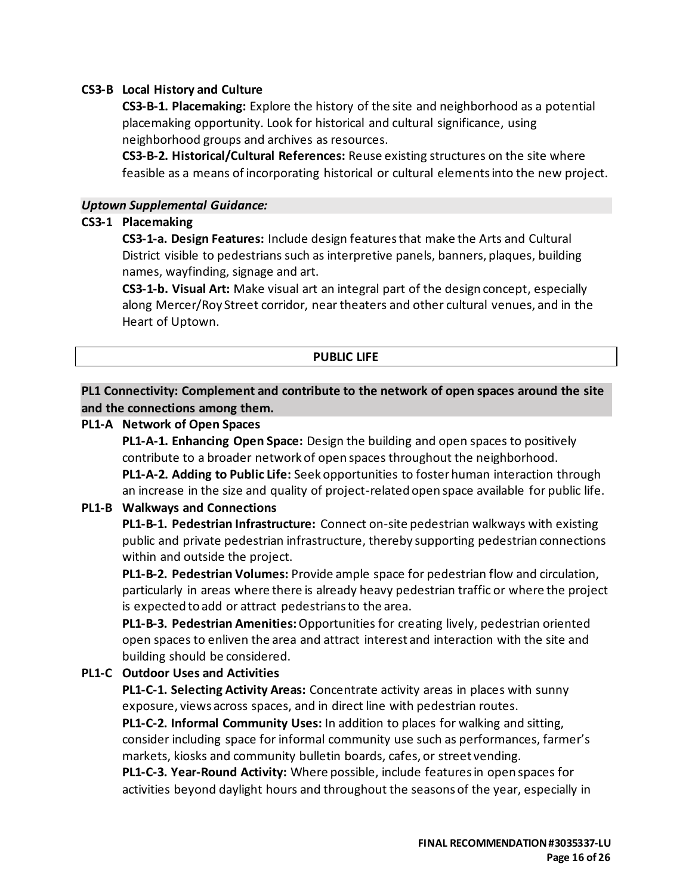**CS3-B Local History and Culture**

**CS3-B-1. Placemaking:** Explore the history of the site and neighborhood as a potential placemaking opportunity. Look for historical and cultural significance, using neighborhood groups and archives as resources.

**CS3-B-2. Historical/Cultural References:** Reuse existing structures on the site where feasible as a means of incorporating historical or cultural elements into the new project.

***Uptown Supplemental Guidance:***

**CS3-1 Placemaking**

**CS3-1-a. Design Features:** Include design features that make the Arts and Cultural District visible to pedestrians such as interpretive panels, banners, plaques, building names, wayfinding, signage and art.

**CS3-1-b. Visual Art:** Make visual art an integral part of the design concept, especially along Mercer/Roy Street corridor, near theaters and other cultural venues, and in the Heart of Uptown.

## PUBLIC LIFE

### PL1 Connectivity: Complement and contribute to the network of open spaces around the site and the connections among them.

**PL1-A Network of Open Spaces**

**PL1-A-1. Enhancing Open Space:** Design the building and open spaces to positively contribute to a broader network of open spaces throughout the neighborhood.

**PL1-A-2. Adding to Public Life:** Seek opportunities to foster human interaction through an increase in the size and quality of project-related open space available for public life.

**PL1-B Walkways and Connections**

**PL1-B-1. Pedestrian Infrastructure:** Connect on-site pedestrian walkways with existing public and private pedestrian infrastructure, thereby supporting pedestrian connections within and outside the project.

**PL1-B-2. Pedestrian Volumes:** Provide ample space for pedestrian flow and circulation, particularly in areas where there is already heavy pedestrian traffic or where the project is expected to add or attract pedestrians to the area.

**PL1-B-3. Pedestrian Amenities:** Opportunities for creating lively, pedestrian oriented open spaces to enliven the area and attract interest and interaction with the site and building should be considered.

**PL1-C Outdoor Uses and Activities**

**PL1-C-1. Selecting Activity Areas:** Concentrate activity areas in places with sunny exposure, views across spaces, and in direct line with pedestrian routes.

**PL1-C-2. Informal Community Uses:** In addition to places for walking and sitting, consider including space for informal community use such as performances, farmer's markets, kiosks and community bulletin boards, cafes, or street vending.

**PL1-C-3. Year-Round Activity:** Where possible, include features in open spaces for activities beyond daylight hours and throughout the seasons of the year, especially in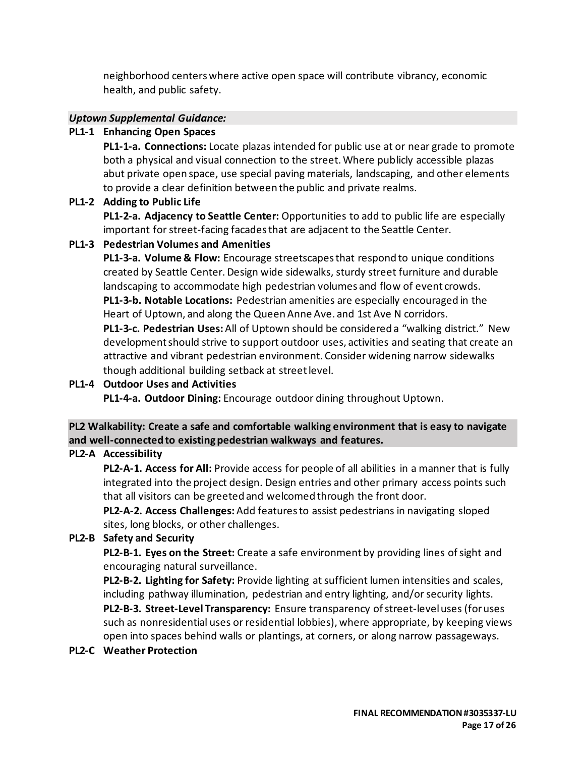neighborhood centers where active open space will contribute vibrancy, economic health, and public safety.

***Uptown Supplemental Guidance:***

**PL1-1 Enhancing Open Spaces**

**PL1-1-a. Connections:** Locate plazas intended for public use at or near grade to promote both a physical and visual connection to the street. Where publicly accessible plazas abut private open space, use special paving materials, landscaping, and other elements to provide a clear definition between the public and private realms.

**PL1-2 Adding to Public Life**

**PL1-2-a. Adjacency to Seattle Center:** Opportunities to add to public life are especially important for street-facing facades that are adjacent to the Seattle Center.

**PL1-3 Pedestrian Volumes and Amenities**

**PL1-3-a. Volume & Flow:** Encourage streetscapes that respond to unique conditions created by Seattle Center. Design wide sidewalks, sturdy street furniture and durable landscaping to accommodate high pedestrian volumes and flow of event crowds.

**PL1-3-b. Notable Locations:** Pedestrian amenities are especially encouraged in the Heart of Uptown, and along the Queen Anne Ave. and 1st Ave N corridors.

**PL1-3-c. Pedestrian Uses:** All of Uptown should be considered a "walking district." New development should strive to support outdoor uses, activities and seating that create an attractive and vibrant pedestrian environment. Consider widening narrow sidewalks though additional building setback at street level.

**PL1-4 Outdoor Uses and Activities**

**PL1-4-a. Outdoor Dining:** Encourage outdoor dining throughout Uptown.

**PL2 Walkability: Create a safe and comfortable walking environment that is easy to navigate and well-connected to existing pedestrian walkways and features.**

**PL2-A Accessibility**

**PL2-A-1. Access for All:** Provide access for people of all abilities in a manner that is fully integrated into the project design. Design entries and other primary access points such that all visitors can be greeted and welcomed through the front door.

**PL2-A-2. Access Challenges:** Add features to assist pedestrians in navigating sloped sites, long blocks, or other challenges.

**PL2-B Safety and Security**

**PL2-B-1. Eyes on the Street:** Create a safe environment by providing lines of sight and encouraging natural surveillance.

**PL2-B-2. Lighting for Safety:** Provide lighting at sufficient lumen intensities and scales, including pathway illumination, pedestrian and entry lighting, and/or security lights.

**PL2-B-3. Street-Level Transparency:** Ensure transparency of street-level uses (for uses such as nonresidential uses or residential lobbies), where appropriate, by keeping views open into spaces behind walls or plantings, at corners, or along narrow passageways.

**PL2-C Weather Protection**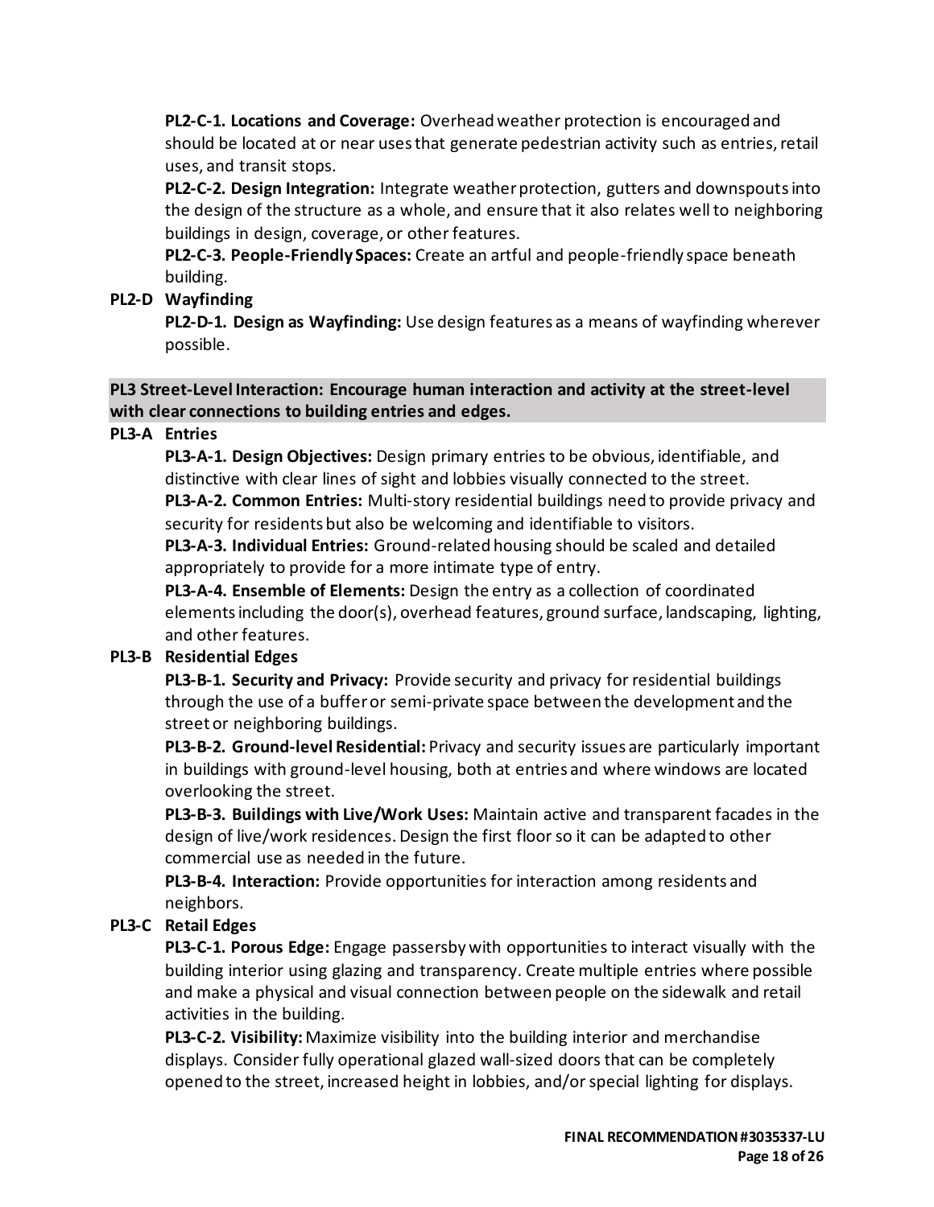**PL2-C-1. Locations and Coverage:** Overhead weather protection is encouraged and should be located at or near uses that generate pedestrian activity such as entries, retail uses, and transit stops.

**PL2-C-2. Design Integration:** Integrate weather protection, gutters and downspouts into the design of the structure as a whole, and ensure that it also relates well to neighboring buildings in design, coverage, or other features.

**PL2-C-3. People-Friendly Spaces:** Create an artful and people-friendly space beneath building.

**PL2-D Wayfinding**

**PL2-D-1. Design as Wayfinding:** Use design features as a means of wayfinding wherever possible.

**PL3 Street-Level Interaction: Encourage human interaction and activity at the street-level with clear connections to building entries and edges.**

**PL3-A Entries**

**PL3-A-1. Design Objectives:** Design primary entries to be obvious, identifiable, and distinctive with clear lines of sight and lobbies visually connected to the street.

**PL3-A-2. Common Entries:** Multi-story residential buildings need to provide privacy and security for residents but also be welcoming and identifiable to visitors.

**PL3-A-3. Individual Entries:** Ground-related housing should be scaled and detailed appropriately to provide for a more intimate type of entry.

**PL3-A-4. Ensemble of Elements:** Design the entry as a collection of coordinated elements including the door(s), overhead features, ground surface, landscaping, lighting, and other features.

**PL3-B Residential Edges**

**PL3-B-1. Security and Privacy:** Provide security and privacy for residential buildings through the use of a buffer or semi-private space between the development and the street or neighboring buildings.

**PL3-B-2. Ground-level Residential:** Privacy and security issues are particularly important in buildings with ground-level housing, both at entries and where windows are located overlooking the street.

**PL3-B-3. Buildings with Live/Work Uses:** Maintain active and transparent facades in the design of live/work residences. Design the first floor so it can be adapted to other commercial use as needed in the future.

**PL3-B-4. Interaction:** Provide opportunities for interaction among residents and neighbors.

**PL3-C Retail Edges**

**PL3-C-1. Porous Edge:** Engage passersby with opportunities to interact visually with the building interior using glazing and transparency. Create multiple entries where possible and make a physical and visual connection between people on the sidewalk and retail activities in the building.

**PL3-C-2. Visibility:** Maximize visibility into the building interior and merchandise displays. Consider fully operational glazed wall-sized doors that can be completely opened to the street, increased height in lobbies, and/or special lighting for displays.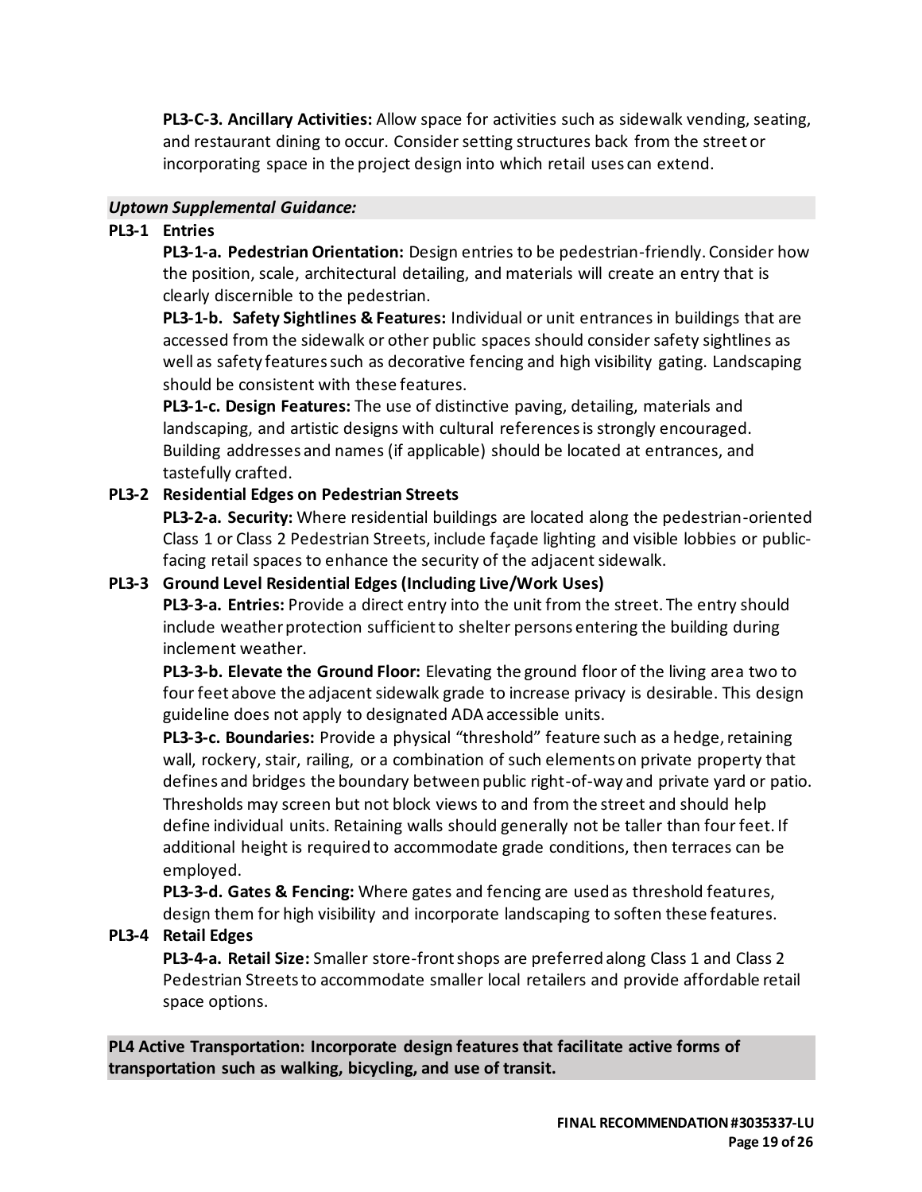**PL3-C-3. Ancillary Activities:** Allow space for activities such as sidewalk vending, seating, and restaurant dining to occur. Consider setting structures back from the street or incorporating space in the project design into which retail uses can extend.

***Uptown Supplemental Guidance:***

**PL3-1 Entries**

**PL3-1-a. Pedestrian Orientation:** Design entries to be pedestrian-friendly. Consider how the position, scale, architectural detailing, and materials will create an entry that is clearly discernible to the pedestrian.

**PL3-1-b. Safety Sightlines & Features:** Individual or unit entrances in buildings that are accessed from the sidewalk or other public spaces should consider safety sightlines as well as safety features such as decorative fencing and high visibility gating. Landscaping should be consistent with these features.

**PL3-1-c. Design Features:** The use of distinctive paving, detailing, materials and landscaping, and artistic designs with cultural references is strongly encouraged. Building addresses and names (if applicable) should be located at entrances, and tastefully crafted.

**PL3-2 Residential Edges on Pedestrian Streets**

**PL3-2-a. Security:** Where residential buildings are located along the pedestrian-oriented Class 1 or Class 2 Pedestrian Streets, include façade lighting and visible lobbies or public-facing retail spaces to enhance the security of the adjacent sidewalk.

**PL3-3 Ground Level Residential Edges (Including Live/Work Uses)**

**PL3-3-a. Entries:** Provide a direct entry into the unit from the street. The entry should include weather protection sufficient to shelter persons entering the building during inclement weather.

**PL3-3-b. Elevate the Ground Floor:** Elevating the ground floor of the living area two to four feet above the adjacent sidewalk grade to increase privacy is desirable. This design guideline does not apply to designated ADA accessible units.

**PL3-3-c. Boundaries:** Provide a physical "threshold" feature such as a hedge, retaining wall, rockery, stair, railing, or a combination of such elements on private property that defines and bridges the boundary between public right-of-way and private yard or patio. Thresholds may screen but not block views to and from the street and should help define individual units. Retaining walls should generally not be taller than four feet. If additional height is required to accommodate grade conditions, then terraces can be employed.

**PL3-3-d. Gates & Fencing:** Where gates and fencing are used as threshold features, design them for high visibility and incorporate landscaping to soften these features.

**PL3-4 Retail Edges**

**PL3-4-a. Retail Size:** Smaller store-front shops are preferred along Class 1 and Class 2 Pedestrian Streets to accommodate smaller local retailers and provide affordable retail space options.

**PL4 Active Transportation: Incorporate design features that facilitate active forms of transportation such as walking, bicycling, and use of transit.**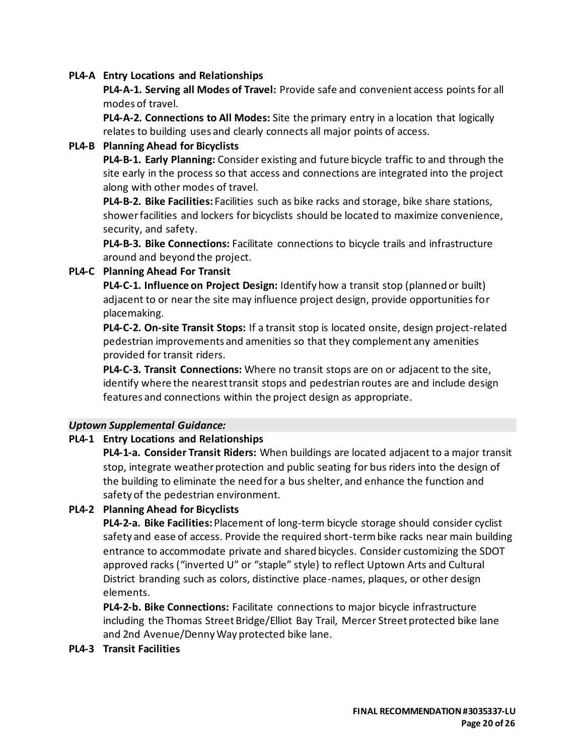**PL4-A Entry Locations and Relationships**

**PL4-A-1. Serving all Modes of Travel:** Provide safe and convenient access points for all modes of travel.

**PL4-A-2. Connections to All Modes:** Site the primary entry in a location that logically relates to building uses and clearly connects all major points of access.

**PL4-B Planning Ahead for Bicyclists**

**PL4-B-1. Early Planning:** Consider existing and future bicycle traffic to and through the site early in the process so that access and connections are integrated into the project along with other modes of travel.

**PL4-B-2. Bike Facilities:** Facilities such as bike racks and storage, bike share stations, shower facilities and lockers for bicyclists should be located to maximize convenience, security, and safety.

**PL4-B-3. Bike Connections:** Facilitate connections to bicycle trails and infrastructure around and beyond the project.

**PL4-C Planning Ahead For Transit**

**PL4-C-1. Influence on Project Design:** Identify how a transit stop (planned or built) adjacent to or near the site may influence project design, provide opportunities for placemaking.

**PL4-C-2. On-site Transit Stops:** If a transit stop is located onsite, design project-related pedestrian improvements and amenities so that they complement any amenities provided for transit riders.

**PL4-C-3. Transit Connections:** Where no transit stops are on or adjacent to the site, identify where the nearest transit stops and pedestrian routes are and include design features and connections within the project design as appropriate.

***Uptown Supplemental Guidance:***

**PL4-1 Entry Locations and Relationships**

**PL4-1-a. Consider Transit Riders:** When buildings are located adjacent to a major transit stop, integrate weather protection and public seating for bus riders into the design of the building to eliminate the need for a bus shelter, and enhance the function and safety of the pedestrian environment.

**PL4-2 Planning Ahead for Bicyclists**

**PL4-2-a. Bike Facilities:** Placement of long-term bicycle storage should consider cyclist safety and ease of access. Provide the required short-term bike racks near main building entrance to accommodate private and shared bicycles. Consider customizing the SDOT approved racks ("inverted U" or "staple" style) to reflect Uptown Arts and Cultural District branding such as colors, distinctive place-names, plaques, or other design elements.

**PL4-2-b. Bike Connections:** Facilitate connections to major bicycle infrastructure including the Thomas Street Bridge/Elliot Bay Trail, Mercer Street protected bike lane and 2nd Avenue/Denny Way protected bike lane.

**PL4-3 Transit Facilities**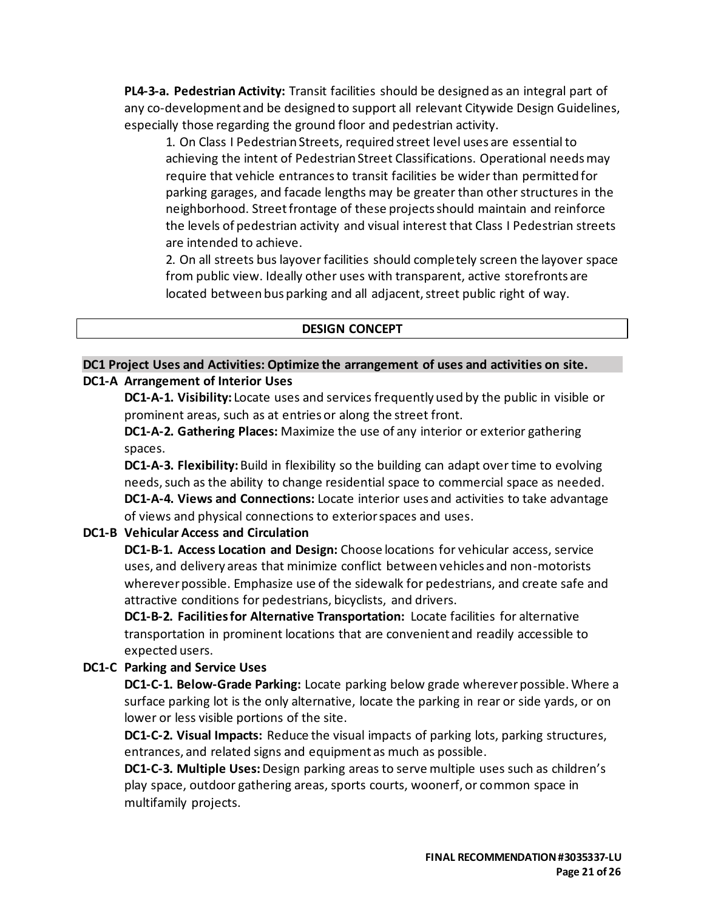**PL4-3-a. Pedestrian Activity:** Transit facilities should be designed as an integral part of any co-development and be designed to support all relevant Citywide Design Guidelines, especially those regarding the ground floor and pedestrian activity.

1. On Class I Pedestrian Streets, required street level uses are essential to achieving the intent of Pedestrian Street Classifications. Operational needs may require that vehicle entrances to transit facilities be wider than permitted for parking garages, and facade lengths may be greater than other structures in the neighborhood. Street frontage of these projects should maintain and reinforce the levels of pedestrian activity and visual interest that Class I Pedestrian streets are intended to achieve.
2. On all streets bus layover facilities should completely screen the layover space from public view. Ideally other uses with transparent, active storefronts are located between bus parking and all adjacent, street public right of way.

## DESIGN CONCEPT

### DC1 Project Uses and Activities: Optimize the arrangement of uses and activities on site.

**DC1-A Arrangement of Interior Uses**

**DC1-A-1. Visibility:** Locate uses and services frequently used by the public in visible or prominent areas, such as at entries or along the street front.

**DC1-A-2. Gathering Places:** Maximize the use of any interior or exterior gathering spaces.

**DC1-A-3. Flexibility:** Build in flexibility so the building can adapt over time to evolving needs, such as the ability to change residential space to commercial space as needed.

**DC1-A-4. Views and Connections:** Locate interior uses and activities to take advantage of views and physical connections to exterior spaces and uses.

**DC1-B Vehicular Access and Circulation**

**DC1-B-1. Access Location and Design:** Choose locations for vehicular access, service uses, and delivery areas that minimize conflict between vehicles and non-motorists wherever possible. Emphasize use of the sidewalk for pedestrians, and create safe and attractive conditions for pedestrians, bicyclists, and drivers.

**DC1-B-2. Facilities for Alternative Transportation:** Locate facilities for alternative transportation in prominent locations that are convenient and readily accessible to expected users.

**DC1-C Parking and Service Uses**

**DC1-C-1. Below-Grade Parking:** Locate parking below grade wherever possible. Where a surface parking lot is the only alternative, locate the parking in rear or side yards, or on lower or less visible portions of the site.

**DC1-C-2. Visual Impacts:** Reduce the visual impacts of parking lots, parking structures, entrances, and related signs and equipment as much as possible.

**DC1-C-3. Multiple Uses:** Design parking areas to serve multiple uses such as children's play space, outdoor gathering areas, sports courts, woonerf, or common space in multifamily projects.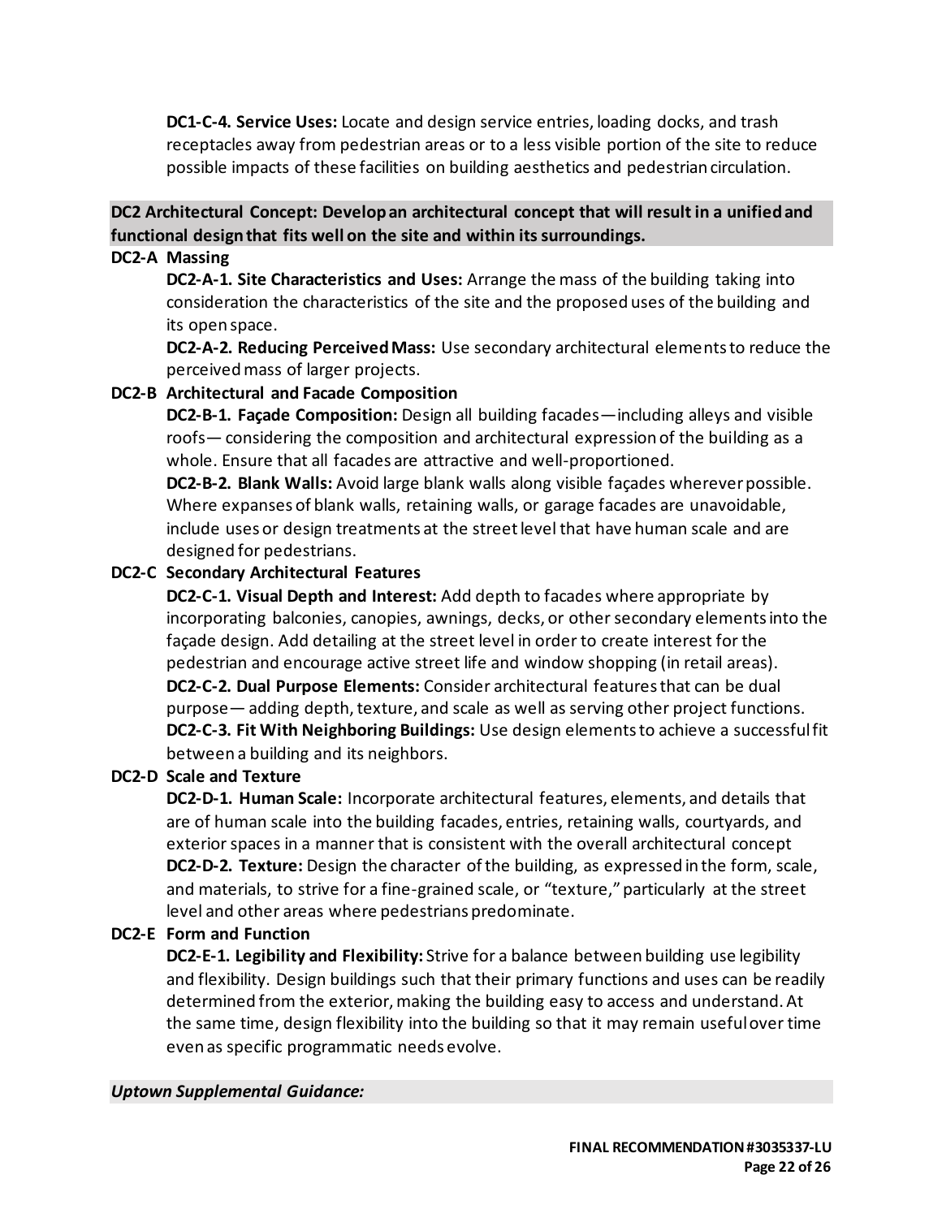**DC1-C-4. Service Uses:** Locate and design service entries, loading docks, and trash receptacles away from pedestrian areas or to a less visible portion of the site to reduce possible impacts of these facilities on building aesthetics and pedestrian circulation.

**DC2 Architectural Concept: Develop an architectural concept that will result in a unified and functional design that fits well on the site and within its surroundings.**

**DC2-A Massing**

**DC2-A-1. Site Characteristics and Uses:** Arrange the mass of the building taking into consideration the characteristics of the site and the proposed uses of the building and its open space.

**DC2-A-2. Reducing Perceived Mass:** Use secondary architectural elements to reduce the perceived mass of larger projects.

**DC2-B Architectural and Facade Composition**

**DC2-B-1. Façade Composition:** Design all building facades—including alleys and visible roofs— considering the composition and architectural expression of the building as a whole. Ensure that all facades are attractive and well-proportioned.

**DC2-B-2. Blank Walls:** Avoid large blank walls along visible façades wherever possible. Where expanses of blank walls, retaining walls, or garage facades are unavoidable, include uses or design treatments at the street level that have human scale and are designed for pedestrians.

**DC2-C Secondary Architectural Features**

**DC2-C-1. Visual Depth and Interest:** Add depth to facades where appropriate by incorporating balconies, canopies, awnings, decks, or other secondary elements into the façade design. Add detailing at the street level in order to create interest for the pedestrian and encourage active street life and window shopping (in retail areas).

**DC2-C-2. Dual Purpose Elements:** Consider architectural features that can be dual purpose— adding depth, texture, and scale as well as serving other project functions.

**DC2-C-3. Fit With Neighboring Buildings:** Use design elements to achieve a successful fit between a building and its neighbors.

**DC2-D Scale and Texture**

**DC2-D-1. Human Scale:** Incorporate architectural features, elements, and details that are of human scale into the building facades, entries, retaining walls, courtyards, and exterior spaces in a manner that is consistent with the overall architectural concept

**DC2-D-2. Texture:** Design the character of the building, as expressed in the form, scale, and materials, to strive for a fine-grained scale, or "texture," particularly at the street level and other areas where pedestrians predominate.

**DC2-E Form and Function**

**DC2-E-1. Legibility and Flexibility:** Strive for a balance between building use legibility and flexibility. Design buildings such that their primary functions and uses can be readily determined from the exterior, making the building easy to access and understand. At the same time, design flexibility into the building so that it may remain useful over time even as specific programmatic needs evolve.

***Uptown Supplemental Guidance:***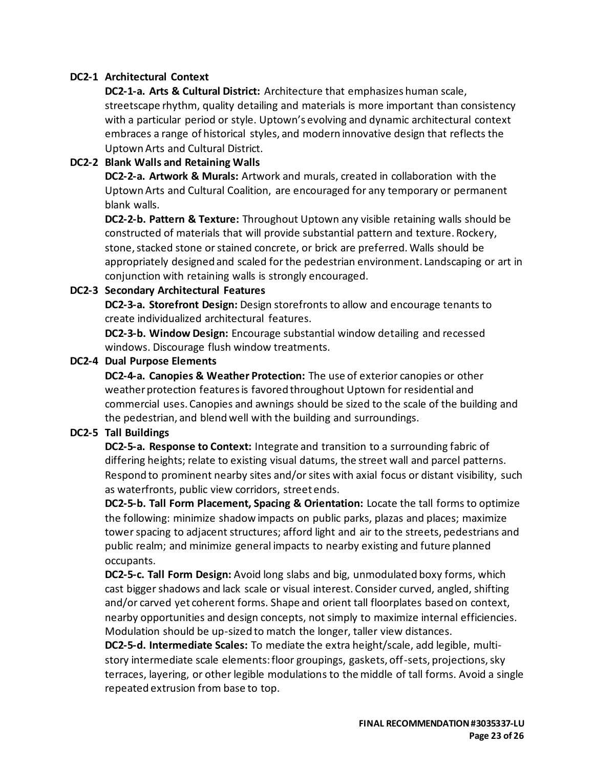**DC2-1 Architectural Context**

**DC2-1-a. Arts & Cultural District:** Architecture that emphasizes human scale, streetscape rhythm, quality detailing and materials is more important than consistency with a particular period or style. Uptown's evolving and dynamic architectural context embraces a range of historical styles, and modern innovative design that reflects the Uptown Arts and Cultural District.

**DC2-2 Blank Walls and Retaining Walls**

**DC2-2-a. Artwork & Murals:** Artwork and murals, created in collaboration with the Uptown Arts and Cultural Coalition, are encouraged for any temporary or permanent blank walls.

**DC2-2-b. Pattern & Texture:** Throughout Uptown any visible retaining walls should be constructed of materials that will provide substantial pattern and texture. Rockery, stone, stacked stone or stained concrete, or brick are preferred. Walls should be appropriately designed and scaled for the pedestrian environment. Landscaping or art in conjunction with retaining walls is strongly encouraged.

**DC2-3 Secondary Architectural Features**

**DC2-3-a. Storefront Design:** Design storefronts to allow and encourage tenants to create individualized architectural features.

**DC2-3-b. Window Design:** Encourage substantial window detailing and recessed windows. Discourage flush window treatments.

**DC2-4 Dual Purpose Elements**

**DC2-4-a. Canopies & Weather Protection:** The use of exterior canopies or other weather protection features is favored throughout Uptown for residential and commercial uses. Canopies and awnings should be sized to the scale of the building and the pedestrian, and blend well with the building and surroundings.

**DC2-5 Tall Buildings**

**DC2-5-a. Response to Context:** Integrate and transition to a surrounding fabric of differing heights; relate to existing visual datums, the street wall and parcel patterns. Respond to prominent nearby sites and/or sites with axial focus or distant visibility, such as waterfronts, public view corridors, street ends.

**DC2-5-b. Tall Form Placement, Spacing & Orientation:** Locate the tall forms to optimize the following: minimize shadow impacts on public parks, plazas and places; maximize tower spacing to adjacent structures; afford light and air to the streets, pedestrians and public realm; and minimize general impacts to nearby existing and future planned occupants.

**DC2-5-c. Tall Form Design:** Avoid long slabs and big, unmodulated boxy forms, which cast bigger shadows and lack scale or visual interest. Consider curved, angled, shifting and/or carved yet coherent forms. Shape and orient tall floorplates based on context, nearby opportunities and design concepts, not simply to maximize internal efficiencies. Modulation should be up-sized to match the longer, taller view distances.

**DC2-5-d. Intermediate Scales:** To mediate the extra height/scale, add legible, multi-story intermediate scale elements: floor groupings, gaskets, off-sets, projections, sky terraces, layering, or other legible modulations to the middle of tall forms. Avoid a single repeated extrusion from base to top.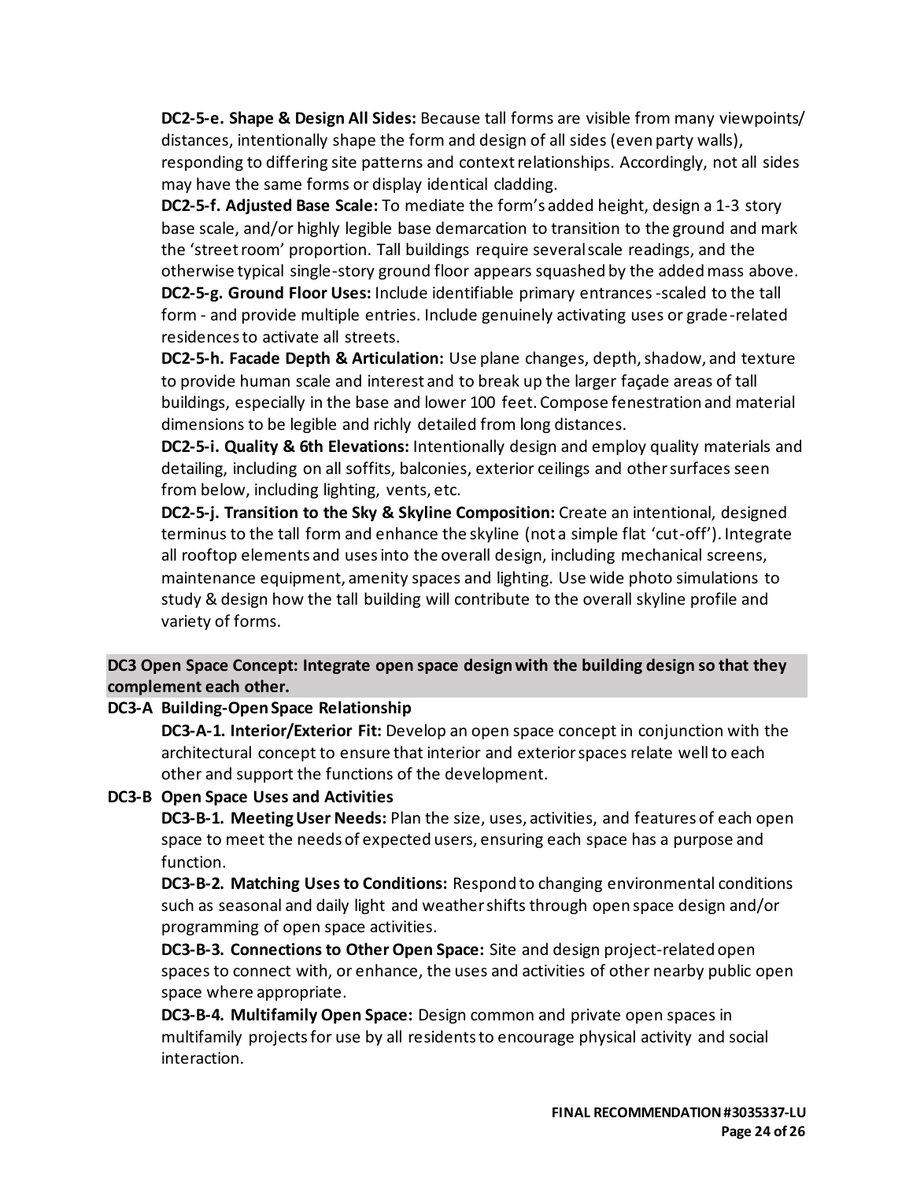**DC2-5-e. Shape & Design All Sides:** Because tall forms are visible from many viewpoints/ distances, intentionally shape the form and design of all sides (even party walls), responding to differing site patterns and context relationships. Accordingly, not all sides may have the same forms or display identical cladding.

**DC2-5-f. Adjusted Base Scale:** To mediate the form's added height, design a 1-3 story base scale, and/or highly legible base demarcation to transition to the ground and mark the 'street room' proportion. Tall buildings require several scale readings, and the otherwise typical single-story ground floor appears squashed by the added mass above.

**DC2-5-g. Ground Floor Uses:** Include identifiable primary entrances -scaled to the tall form - and provide multiple entries. Include genuinely activating uses or grade-related residences to activate all streets.

**DC2-5-h. Facade Depth & Articulation:** Use plane changes, depth, shadow, and texture to provide human scale and interest and to break up the larger façade areas of tall buildings, especially in the base and lower 100 feet. Compose fenestration and material dimensions to be legible and richly detailed from long distances.

**DC2-5-i. Quality & 6th Elevations:** Intentionally design and employ quality materials and detailing, including on all soffits, balconies, exterior ceilings and other surfaces seen from below, including lighting, vents, etc.

**DC2-5-j. Transition to the Sky & Skyline Composition:** Create an intentional, designed terminus to the tall form and enhance the skyline (not a simple flat 'cut-off'). Integrate all rooftop elements and uses into the overall design, including mechanical screens, maintenance equipment, amenity spaces and lighting. Use wide photo simulations to study & design how the tall building will contribute to the overall skyline profile and variety of forms.

**DC3 Open Space Concept: Integrate open space design with the building design so that they complement each other.**

**DC3-A Building-Open Space Relationship**

**DC3-A-1. Interior/Exterior Fit:** Develop an open space concept in conjunction with the architectural concept to ensure that interior and exterior spaces relate well to each other and support the functions of the development.

**DC3-B Open Space Uses and Activities**

**DC3-B-1. Meeting User Needs:** Plan the size, uses, activities, and features of each open space to meet the needs of expected users, ensuring each space has a purpose and function.

**DC3-B-2. Matching Uses to Conditions:** Respond to changing environmental conditions such as seasonal and daily light and weather shifts through open space design and/or programming of open space activities.

**DC3-B-3. Connections to Other Open Space:** Site and design project-related open spaces to connect with, or enhance, the uses and activities of other nearby public open space where appropriate.

**DC3-B-4. Multifamily Open Space:** Design common and private open spaces in multifamily projects for use by all residents to encourage physical activity and social interaction.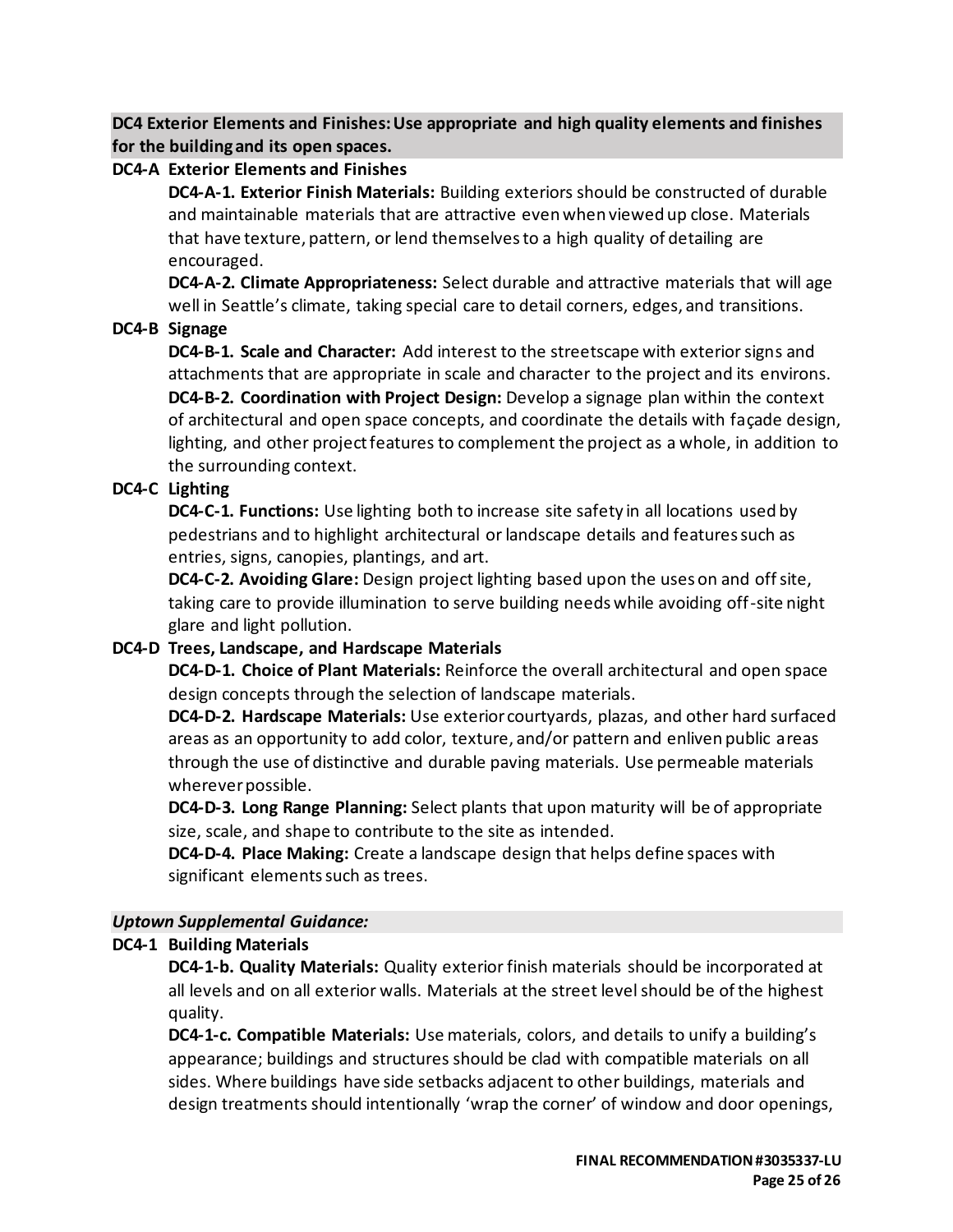**DC4 Exterior Elements and Finishes: Use appropriate and high quality elements and finishes for the building and its open spaces.**

**DC4-A Exterior Elements and Finishes**

**DC4-A-1. Exterior Finish Materials:** Building exteriors should be constructed of durable and maintainable materials that are attractive even when viewed up close. Materials that have texture, pattern, or lend themselves to a high quality of detailing are encouraged.

**DC4-A-2. Climate Appropriateness:** Select durable and attractive materials that will age well in Seattle's climate, taking special care to detail corners, edges, and transitions.

**DC4-B Signage**

**DC4-B-1. Scale and Character:** Add interest to the streetscape with exterior signs and attachments that are appropriate in scale and character to the project and its environs.

**DC4-B-2. Coordination with Project Design:** Develop a signage plan within the context of architectural and open space concepts, and coordinate the details with façade design, lighting, and other project features to complement the project as a whole, in addition to the surrounding context.

**DC4-C Lighting**

**DC4-C-1. Functions:** Use lighting both to increase site safety in all locations used by pedestrians and to highlight architectural or landscape details and features such as entries, signs, canopies, plantings, and art.

**DC4-C-2. Avoiding Glare:** Design project lighting based upon the uses on and off site, taking care to provide illumination to serve building needs while avoiding off-site night glare and light pollution.

**DC4-D Trees, Landscape, and Hardscape Materials**

**DC4-D-1. Choice of Plant Materials:** Reinforce the overall architectural and open space design concepts through the selection of landscape materials.

**DC4-D-2. Hardscape Materials:** Use exterior courtyards, plazas, and other hard surfaced areas as an opportunity to add color, texture, and/or pattern and enliven public areas through the use of distinctive and durable paving materials. Use permeable materials wherever possible.

**DC4-D-3. Long Range Planning:** Select plants that upon maturity will be of appropriate size, scale, and shape to contribute to the site as intended.

**DC4-D-4. Place Making:** Create a landscape design that helps define spaces with significant elements such as trees.

***Uptown Supplemental Guidance:***

**DC4-1 Building Materials**

**DC4-1-b. Quality Materials:** Quality exterior finish materials should be incorporated at all levels and on all exterior walls. Materials at the street level should be of the highest quality.

**DC4-1-c. Compatible Materials:** Use materials, colors, and details to unify a building's appearance; buildings and structures should be clad with compatible materials on all sides. Where buildings have side setbacks adjacent to other buildings, materials and design treatments should intentionally 'wrap the corner' of window and door openings,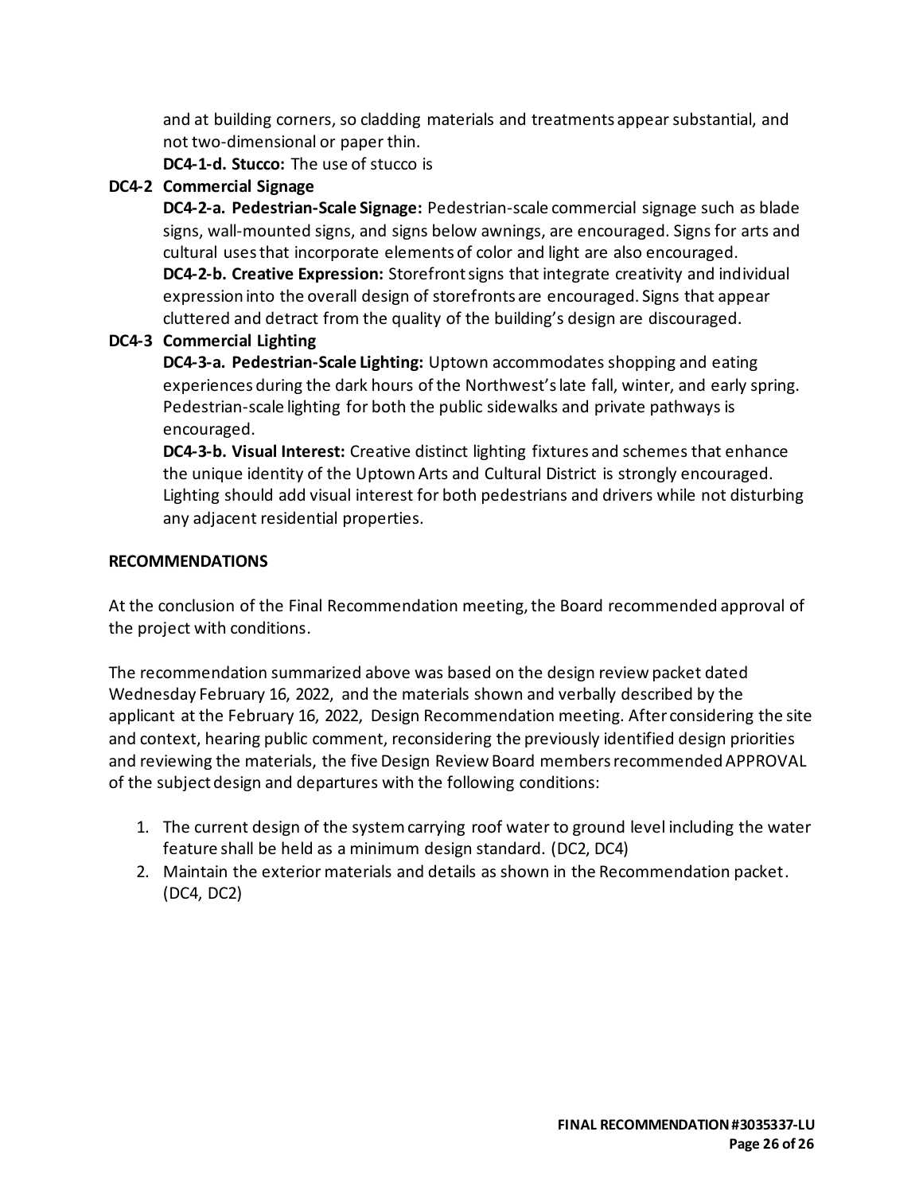and at building corners, so cladding materials and treatments appear substantial, and not two-dimensional or paper thin.

**DC4-1-d. Stucco:** The use of stucco is

**DC4-2 Commercial Signage**

**DC4-2-a. Pedestrian-Scale Signage:** Pedestrian-scale commercial signage such as blade signs, wall-mounted signs, and signs below awnings, are encouraged. Signs for arts and cultural uses that incorporate elements of color and light are also encouraged.

**DC4-2-b. Creative Expression:** Storefront signs that integrate creativity and individual expression into the overall design of storefronts are encouraged. Signs that appear cluttered and detract from the quality of the building's design are discouraged.

**DC4-3 Commercial Lighting**

**DC4-3-a. Pedestrian-Scale Lighting:** Uptown accommodates shopping and eating experiences during the dark hours of the Northwest's late fall, winter, and early spring. Pedestrian-scale lighting for both the public sidewalks and private pathways is encouraged.

**DC4-3-b. Visual Interest:** Creative distinct lighting fixtures and schemes that enhance the unique identity of the Uptown Arts and Cultural District is strongly encouraged. Lighting should add visual interest for both pedestrians and drivers while not disturbing any adjacent residential properties.

**RECOMMENDATIONS**

At the conclusion of the Final Recommendation meeting, the Board recommended approval of the project with conditions.

The recommendation summarized above was based on the design review packet dated Wednesday February 16, 2022, and the materials shown and verbally described by the applicant at the February 16, 2022, Design Recommendation meeting. After considering the site and context, hearing public comment, reconsidering the previously identified design priorities and reviewing the materials, the five Design Review Board members recommended APPROVAL of the subject design and departures with the following conditions:

1. The current design of the system carrying roof water to ground level including the water feature shall be held as a minimum design standard. (DC2, DC4)
2. Maintain the exterior materials and details as shown in the Recommendation packet. (DC4, DC2)